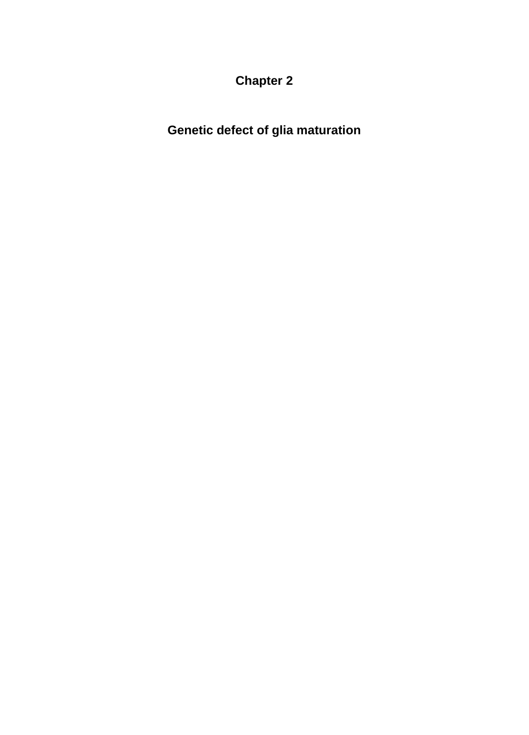# Chapter 2

## Genetic defect of glia maturation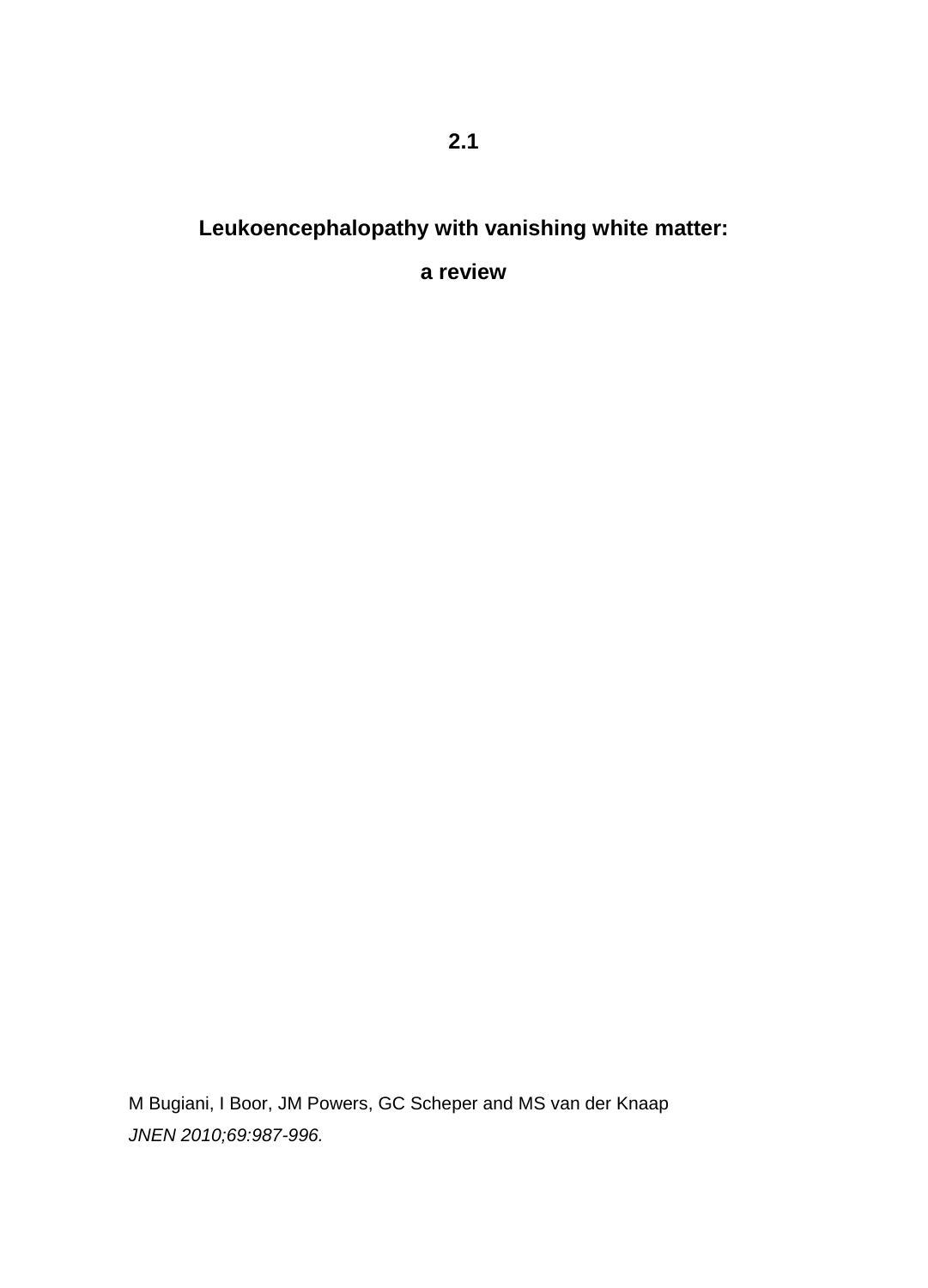# 2.1

## Leukoencephalopathy with vanishing white matter: a review

M Bugiani, I Boor, JM Powers, GC Scheper and MS van der Knaap

*JNEN 2010;69:987-996.*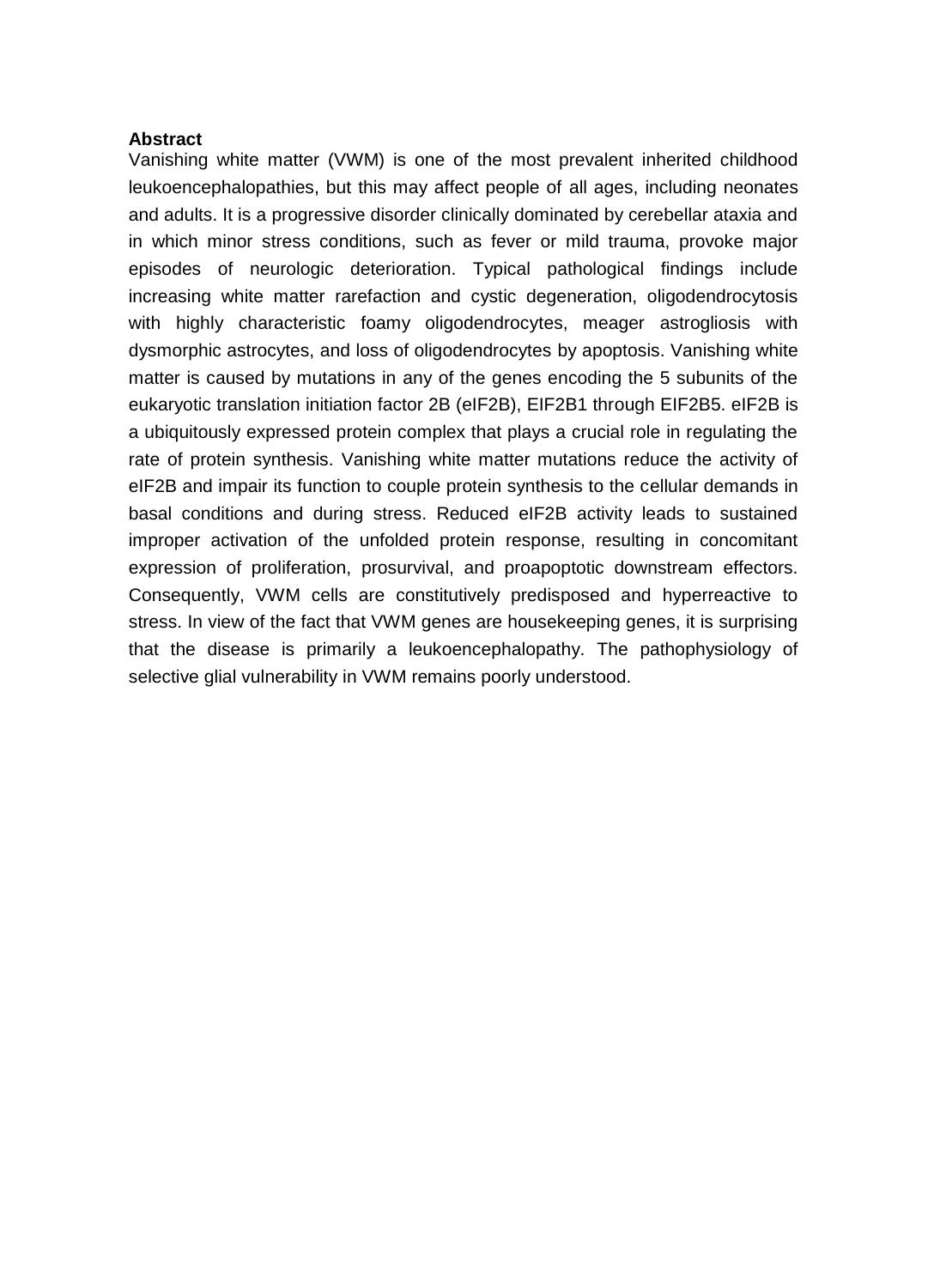**Abstract**

Vanishing white matter (VWM) is one of the most prevalent inherited childhood leukoencephalopathies, but this may affect people of all ages, including neonates and adults. It is a progressive disorder clinically dominated by cerebellar ataxia and in which minor stress conditions, such as fever or mild trauma, provoke major episodes of neurologic deterioration. Typical pathological findings include increasing white matter rarefaction and cystic degeneration, oligodendrocytosis with highly characteristic foamy oligodendrocytes, meager astrogliosis with dysmorphic astrocytes, and loss of oligodendrocytes by apoptosis. Vanishing white matter is caused by mutations in any of the genes encoding the 5 subunits of the eukaryotic translation initiation factor 2B (eIF2B), EIF2B1 through EIF2B5. eIF2B is a ubiquitously expressed protein complex that plays a crucial role in regulating the rate of protein synthesis. Vanishing white matter mutations reduce the activity of eIF2B and impair its function to couple protein synthesis to the cellular demands in basal conditions and during stress. Reduced eIF2B activity leads to sustained improper activation of the unfolded protein response, resulting in concomitant expression of proliferation, prosurvival, and proapoptotic downstream effectors. Consequently, VWM cells are constitutively predisposed and hyperreactive to stress. In view of the fact that VWM genes are housekeeping genes, it is surprising that the disease is primarily a leukoencephalopathy. The pathophysiology of selective glial vulnerability in VWM remains poorly understood.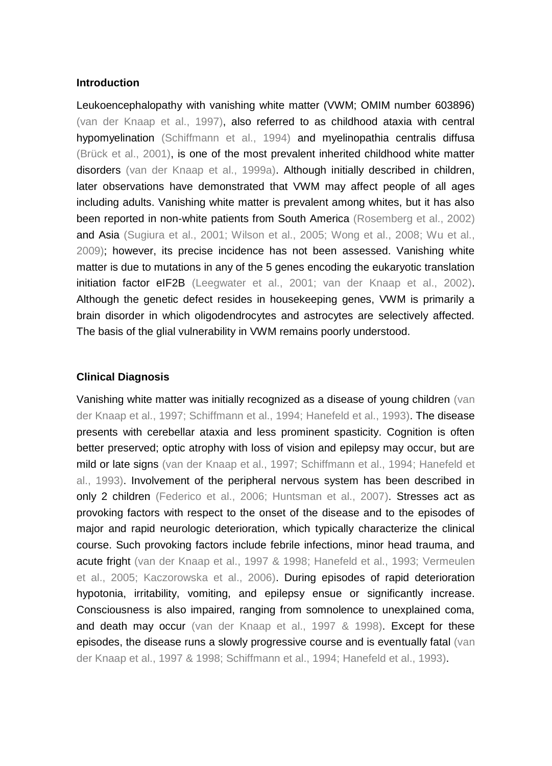### Introduction

Leukoencephalopathy with vanishing white matter (VWM; OMIM number 603896) (van der Knaap et al., 1997), also referred to as childhood ataxia with central hypomyelination (Schiffmann et al., 1994) and myelinopathia centralis diffusa (Brück et al., 2001), is one of the most prevalent inherited childhood white matter disorders (van der Knaap et al., 1999a). Although initially described in children, later observations have demonstrated that VWM may affect people of all ages including adults. Vanishing white matter is prevalent among whites, but it has also been reported in non-white patients from South America (Rosemberg et al., 2002) and Asia (Sugiura et al., 2001; Wilson et al., 2005; Wong et al., 2008; Wu et al., 2009); however, its precise incidence has not been assessed. Vanishing white matter is due to mutations in any of the 5 genes encoding the eukaryotic translation initiation factor eIF2B (Leegwater et al., 2001; van der Knaap et al., 2002). Although the genetic defect resides in housekeeping genes, VWM is primarily a brain disorder in which oligodendrocytes and astrocytes are selectively affected. The basis of the glial vulnerability in VWM remains poorly understood.

### Clinical Diagnosis

Vanishing white matter was initially recognized as a disease of young children (van der Knaap et al., 1997; Schiffmann et al., 1994; Hanefeld et al., 1993). The disease presents with cerebellar ataxia and less prominent spasticity. Cognition is often better preserved; optic atrophy with loss of vision and epilepsy may occur, but are mild or late signs (van der Knaap et al., 1997; Schiffmann et al., 1994; Hanefeld et al., 1993). Involvement of the peripheral nervous system has been described in only 2 children (Federico et al., 2006; Huntsman et al., 2007). Stresses act as provoking factors with respect to the onset of the disease and to the episodes of major and rapid neurologic deterioration, which typically characterize the clinical course. Such provoking factors include febrile infections, minor head trauma, and acute fright (van der Knaap et al., 1997 & 1998; Hanefeld et al., 1993; Vermeulen et al., 2005; Kaczorowska et al., 2006). During episodes of rapid deterioration hypotonia, irritability, vomiting, and epilepsy ensue or significantly increase. Consciousness is also impaired, ranging from somnolence to unexplained coma, and death may occur (van der Knaap et al., 1997 & 1998). Except for these episodes, the disease runs a slowly progressive course and is eventually fatal (van der Knaap et al., 1997 & 1998; Schiffmann et al., 1994; Hanefeld et al., 1993).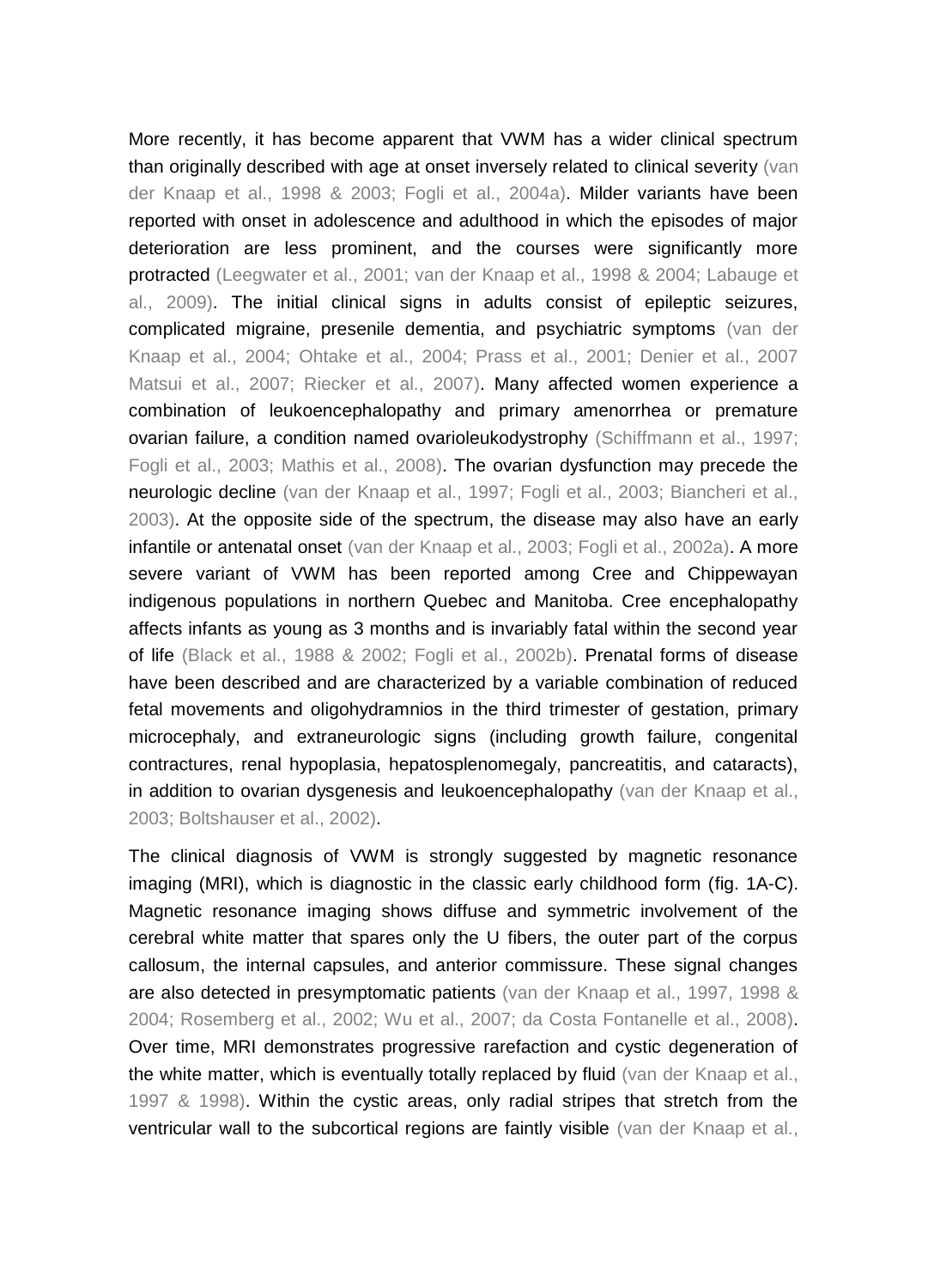More recently, it has become apparent that VWM has a wider clinical spectrum than originally described with age at onset inversely related to clinical severity (van der Knaap et al., 1998 & 2003; Fogli et al., 2004a). Milder variants have been reported with onset in adolescence and adulthood in which the episodes of major deterioration are less prominent, and the courses were significantly more protracted (Leegwater et al., 2001; van der Knaap et al., 1998 & 2004; Labauge et al., 2009). The initial clinical signs in adults consist of epileptic seizures, complicated migraine, presenile dementia, and psychiatric symptoms (van der Knaap et al., 2004; Ohtake et al., 2004; Prass et al., 2001; Denier et al., 2007 Matsui et al., 2007; Riecker et al., 2007). Many affected women experience a combination of leukoencephalopathy and primary amenorrhea or premature ovarian failure, a condition named ovarioleukodystrophy (Schiffmann et al., 1997; Fogli et al., 2003; Mathis et al., 2008). The ovarian dysfunction may precede the neurologic decline (van der Knaap et al., 1997; Fogli et al., 2003; Biancheri et al., 2003). At the opposite side of the spectrum, the disease may also have an early infantile or antenatal onset (van der Knaap et al., 2003; Fogli et al., 2002a). A more severe variant of VWM has been reported among Cree and Chippewayan indigenous populations in northern Quebec and Manitoba. Cree encephalopathy affects infants as young as 3 months and is invariably fatal within the second year of life (Black et al., 1988 & 2002; Fogli et al., 2002b). Prenatal forms of disease have been described and are characterized by a variable combination of reduced fetal movements and oligohydramnios in the third trimester of gestation, primary microcephaly, and extraneurologic signs (including growth failure, congenital contractures, renal hypoplasia, hepatosplenomegaly, pancreatitis, and cataracts), in addition to ovarian dysgenesis and leukoencephalopathy (van der Knaap et al., 2003; Boltshauser et al., 2002).

The clinical diagnosis of VWM is strongly suggested by magnetic resonance imaging (MRI), which is diagnostic in the classic early childhood form (fig. 1A-C). Magnetic resonance imaging shows diffuse and symmetric involvement of the cerebral white matter that spares only the U fibers, the outer part of the corpus callosum, the internal capsules, and anterior commissure. These signal changes are also detected in presymptomatic patients (van der Knaap et al., 1997, 1998 & 2004; Rosemberg et al., 2002; Wu et al., 2007; da Costa Fontanelle et al., 2008). Over time, MRI demonstrates progressive rarefaction and cystic degeneration of the white matter, which is eventually totally replaced by fluid (van der Knaap et al., 1997 & 1998). Within the cystic areas, only radial stripes that stretch from the ventricular wall to the subcortical regions are faintly visible (van der Knaap et al.,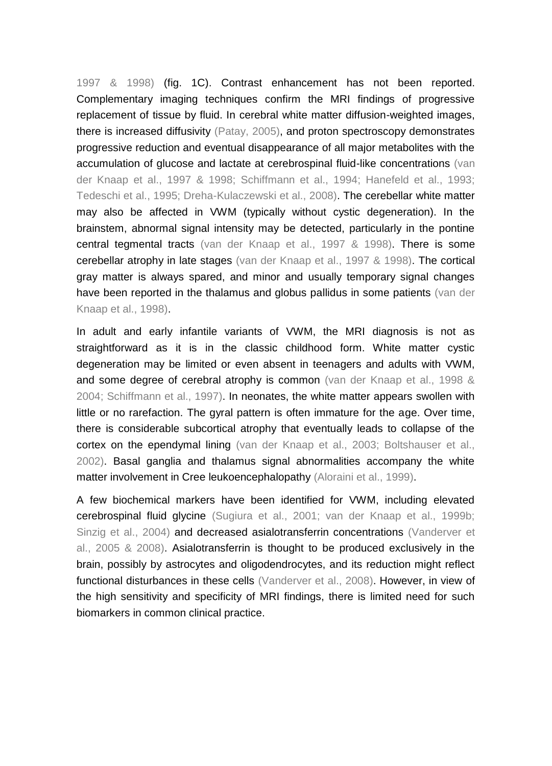1997 & 1998) (fig. 1C). Contrast enhancement has not been reported. Complementary imaging techniques confirm the MRI findings of progressive replacement of tissue by fluid. In cerebral white matter diffusion-weighted images, there is increased diffusivity (Patay, 2005), and proton spectroscopy demonstrates progressive reduction and eventual disappearance of all major metabolites with the accumulation of glucose and lactate at cerebrospinal fluid-like concentrations (van der Knaap et al., 1997 & 1998; Schiffmann et al., 1994; Hanefeld et al., 1993; Tedeschi et al., 1995; Dreha-Kulaczewski et al., 2008). The cerebellar white matter may also be affected in VWM (typically without cystic degeneration). In the brainstem, abnormal signal intensity may be detected, particularly in the pontine central tegmental tracts (van der Knaap et al., 1997 & 1998). There is some cerebellar atrophy in late stages (van der Knaap et al., 1997 & 1998). The cortical gray matter is always spared, and minor and usually temporary signal changes have been reported in the thalamus and globus pallidus in some patients (van der Knaap et al., 1998).

In adult and early infantile variants of VWM, the MRI diagnosis is not as straightforward as it is in the classic childhood form. White matter cystic degeneration may be limited or even absent in teenagers and adults with VWM, and some degree of cerebral atrophy is common (van der Knaap et al., 1998 & 2004; Schiffmann et al., 1997). In neonates, the white matter appears swollen with little or no rarefaction. The gyral pattern is often immature for the age. Over time, there is considerable subcortical atrophy that eventually leads to collapse of the cortex on the ependymal lining (van der Knaap et al., 2003; Boltshauser et al., 2002). Basal ganglia and thalamus signal abnormalities accompany the white matter involvement in Cree leukoencephalopathy (Aloraini et al., 1999).

A few biochemical markers have been identified for VWM, including elevated cerebrospinal fluid glycine (Sugiura et al., 2001; van der Knaap et al., 1999b; Sinzig et al., 2004) and decreased asialotransferrin concentrations (Vanderver et al., 2005 & 2008). Asialotransferrin is thought to be produced exclusively in the brain, possibly by astrocytes and oligodendrocytes, and its reduction might reflect functional disturbances in these cells (Vanderver et al., 2008). However, in view of the high sensitivity and specificity of MRI findings, there is limited need for such biomarkers in common clinical practice.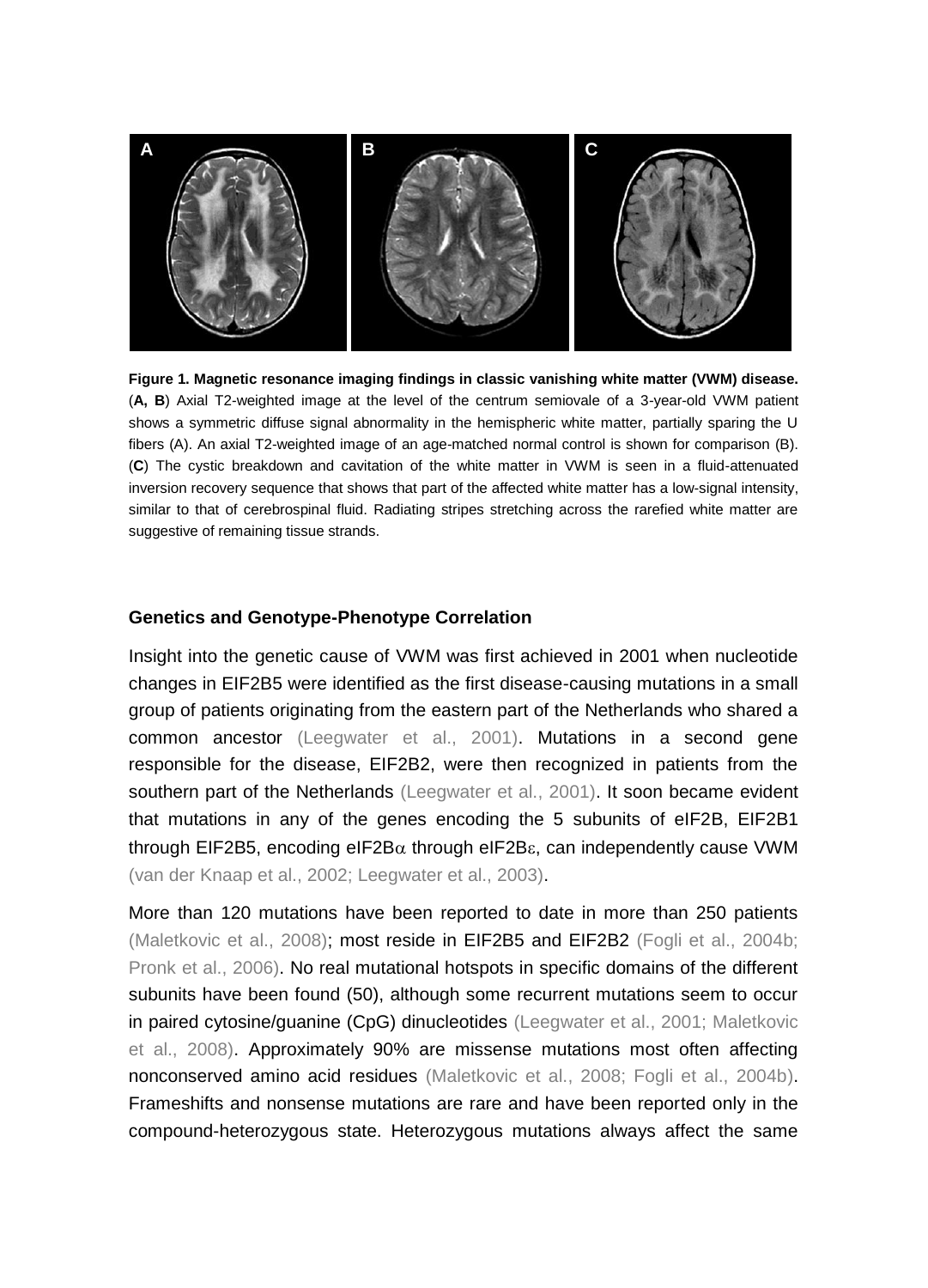**Figure 1. Magnetic resonance imaging findings in classic vanishing white matter (VWM) disease.** (**A, B**) Axial T2-weighted image at the level of the centrum semiovale of a 3-year-old VWM patient shows a symmetric diffuse signal abnormality in the hemispheric white matter, partially sparing the U fibers (A). An axial T2-weighted image of an age-matched normal control is shown for comparison (B). (**C**) The cystic breakdown and cavitation of the white matter in VWM is seen in a fluid-attenuated inversion recovery sequence that shows that part of the affected white matter has a low-signal intensity, similar to that of cerebrospinal fluid. Radiating stripes stretching across the rarefied white matter are suggestive of remaining tissue strands.

### Genetics and Genotype-Phenotype Correlation

Insight into the genetic cause of VWM was first achieved in 2001 when nucleotide changes in EIF2B5 were identified as the first disease-causing mutations in a small group of patients originating from the eastern part of the Netherlands who shared a common ancestor (Leegwater et al., 2001). Mutations in a second gene responsible for the disease, EIF2B2, were then recognized in patients from the southern part of the Netherlands (Leegwater et al., 2001). It soon became evident that mutations in any of the genes encoding the 5 subunits of eIF2B, EIF2B1 through EIF2B5, encoding eIF2B$\alpha$ through eIF2B$\varepsilon$, can independently cause VWM (van der Knaap et al., 2002; Leegwater et al., 2003).

More than 120 mutations have been reported to date in more than 250 patients (Maletkovic et al., 2008); most reside in EIF2B5 and EIF2B2 (Fogli et al., 2004b; Pronk et al., 2006). No real mutational hotspots in specific domains of the different subunits have been found (50), although some recurrent mutations seem to occur in paired cytosine/guanine (CpG) dinucleotides (Leegwater et al., 2001; Maletkovic et al., 2008). Approximately 90% are missense mutations most often affecting nonconserved amino acid residues (Maletkovic et al., 2008; Fogli et al., 2004b). Frameshifts and nonsense mutations are rare and have been reported only in the compound-heterozygous state. Heterozygous mutations always affect the same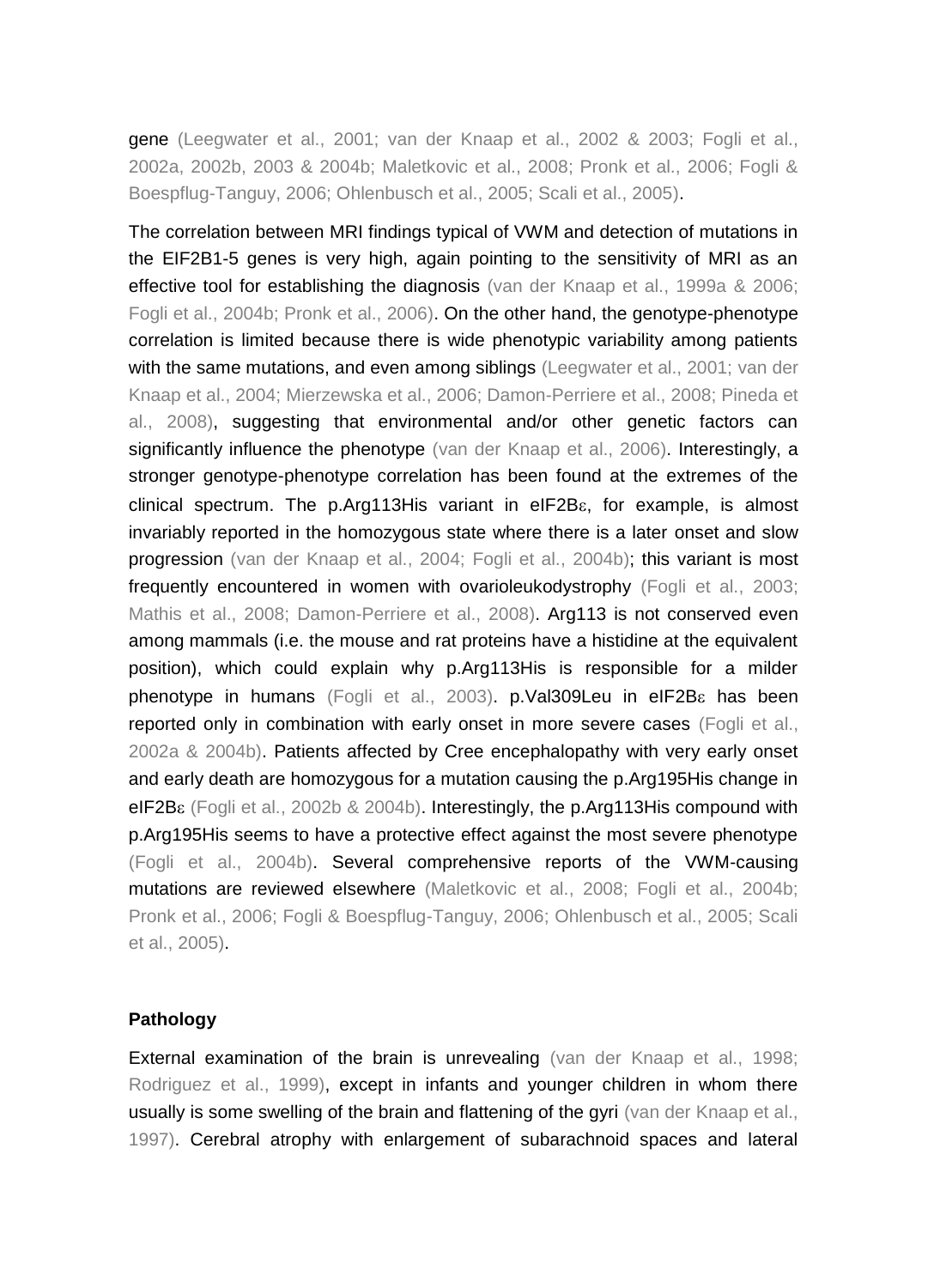gene (Leegwater et al., 2001; van der Knaap et al., 2002 & 2003; Fogli et al., 2002a, 2002b, 2003 & 2004b; Maletkovic et al., 2008; Pronk et al., 2006; Fogli & Boespflug-Tanguy, 2006; Ohlenbusch et al., 2005; Scali et al., 2005).

The correlation between MRI findings typical of VWM and detection of mutations in the EIF2B1-5 genes is very high, again pointing to the sensitivity of MRI as an effective tool for establishing the diagnosis (van der Knaap et al., 1999a & 2006; Fogli et al., 2004b; Pronk et al., 2006). On the other hand, the genotype-phenotype correlation is limited because there is wide phenotypic variability among patients with the same mutations, and even among siblings (Leegwater et al., 2001; van der Knaap et al., 2004; Mierzewska et al., 2006; Damon-Perriere et al., 2008; Pineda et al., 2008), suggesting that environmental and/or other genetic factors can significantly influence the phenotype (van der Knaap et al., 2006). Interestingly, a stronger genotype-phenotype correlation has been found at the extremes of the clinical spectrum. The p.Arg113His variant in eIF2Bε, for example, is almost invariably reported in the homozygous state where there is a later onset and slow progression (van der Knaap et al., 2004; Fogli et al., 2004b); this variant is most frequently encountered in women with ovarioleukodystrophy (Fogli et al., 2003; Mathis et al., 2008; Damon-Perriere et al., 2008). Arg113 is not conserved even among mammals (i.e. the mouse and rat proteins have a histidine at the equivalent position), which could explain why p.Arg113His is responsible for a milder phenotype in humans (Fogli et al., 2003). p.Val309Leu in eIF2Bε has been reported only in combination with early onset in more severe cases (Fogli et al., 2002a & 2004b). Patients affected by Cree encephalopathy with very early onset and early death are homozygous for a mutation causing the p.Arg195His change in eIF2Bε (Fogli et al., 2002b & 2004b). Interestingly, the p.Arg113His compound with p.Arg195His seems to have a protective effect against the most severe phenotype (Fogli et al., 2004b). Several comprehensive reports of the VWM-causing mutations are reviewed elsewhere (Maletkovic et al., 2008; Fogli et al., 2004b; Pronk et al., 2006; Fogli & Boespflug-Tanguy, 2006; Ohlenbusch et al., 2005; Scali et al., 2005).

### Pathology

External examination of the brain is unrevealing (van der Knaap et al., 1998; Rodriguez et al., 1999), except in infants and younger children in whom there usually is some swelling of the brain and flattening of the gyri (van der Knaap et al., 1997). Cerebral atrophy with enlargement of subarachnoid spaces and lateral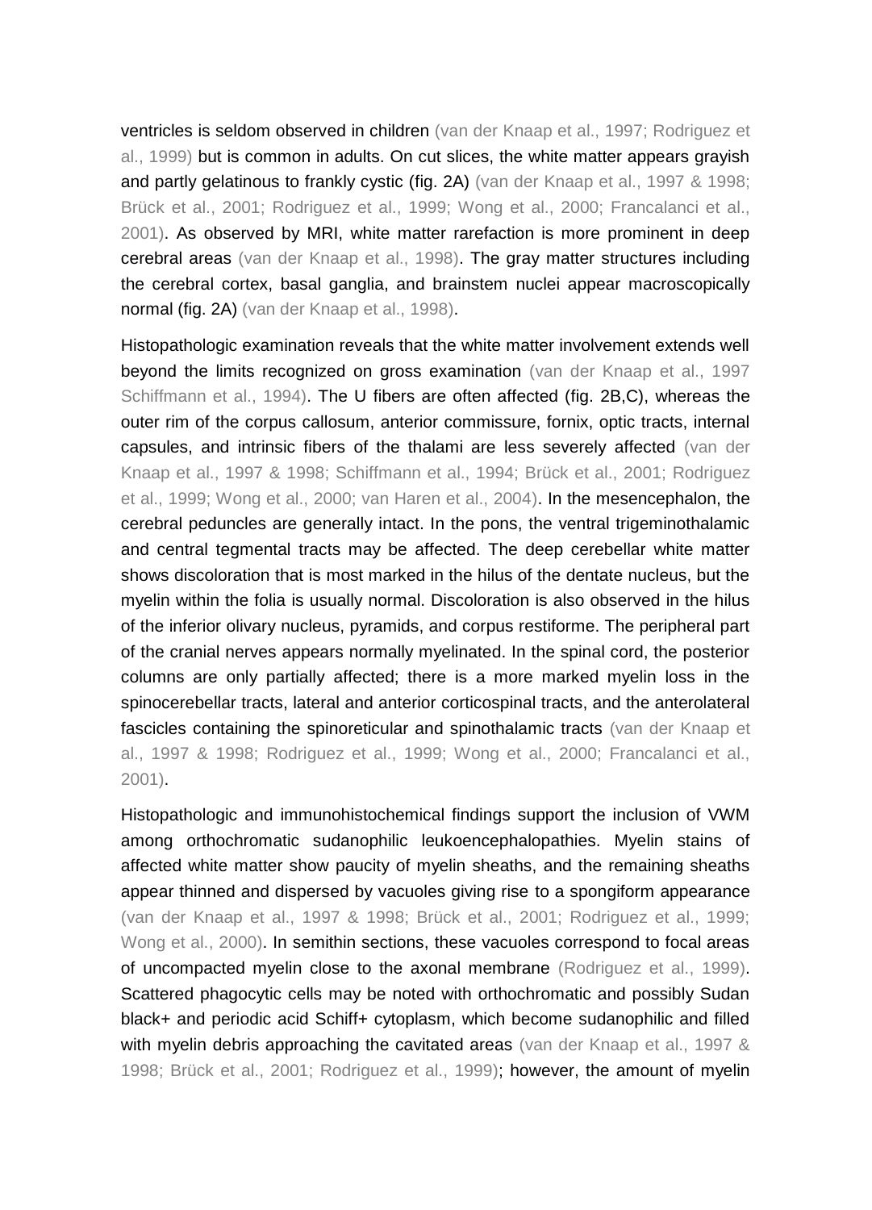ventricles is seldom observed in children (van der Knaap et al., 1997; Rodriguez et al., 1999) but is common in adults. On cut slices, the white matter appears grayish and partly gelatinous to frankly cystic (fig. 2A) (van der Knaap et al., 1997 & 1998; Brück et al., 2001; Rodriguez et al., 1999; Wong et al., 2000; Francalanci et al., 2001). As observed by MRI, white matter rarefaction is more prominent in deep cerebral areas (van der Knaap et al., 1998). The gray matter structures including the cerebral cortex, basal ganglia, and brainstem nuclei appear macroscopically normal (fig. 2A) (van der Knaap et al., 1998).

Histopathologic examination reveals that the white matter involvement extends well beyond the limits recognized on gross examination (van der Knaap et al., 1997 Schiffmann et al., 1994). The U fibers are often affected (fig. 2B,C), whereas the outer rim of the corpus callosum, anterior commissure, fornix, optic tracts, internal capsules, and intrinsic fibers of the thalami are less severely affected (van der Knaap et al., 1997 & 1998; Schiffmann et al., 1994; Brück et al., 2001; Rodriguez et al., 1999; Wong et al., 2000; van Haren et al., 2004). In the mesencephalon, the cerebral peduncles are generally intact. In the pons, the ventral trigeminothalamic and central tegmental tracts may be affected. The deep cerebellar white matter shows discoloration that is most marked in the hilus of the dentate nucleus, but the myelin within the folia is usually normal. Discoloration is also observed in the hilus of the inferior olivary nucleus, pyramids, and corpus restiforme. The peripheral part of the cranial nerves appears normally myelinated. In the spinal cord, the posterior columns are only partially affected; there is a more marked myelin loss in the spinocerebellar tracts, lateral and anterior corticospinal tracts, and the anterolateral fascicles containing the spinoreticular and spinothalamic tracts (van der Knaap et al., 1997 & 1998; Rodriguez et al., 1999; Wong et al., 2000; Francalanci et al., 2001).

Histopathologic and immunohistochemical findings support the inclusion of VWM among orthochromatic sudanophilic leukoencephalopathies. Myelin stains of affected white matter show paucity of myelin sheaths, and the remaining sheaths appear thinned and dispersed by vacuoles giving rise to a spongiform appearance (van der Knaap et al., 1997 & 1998; Brück et al., 2001; Rodriguez et al., 1999; Wong et al., 2000). In semithin sections, these vacuoles correspond to focal areas of uncompacted myelin close to the axonal membrane (Rodriguez et al., 1999). Scattered phagocytic cells may be noted with orthochromatic and possibly Sudan black+ and periodic acid Schiff+ cytoplasm, which become sudanophilic and filled with myelin debris approaching the cavitated areas (van der Knaap et al., 1997 & 1998; Brück et al., 2001; Rodriguez et al., 1999); however, the amount of myelin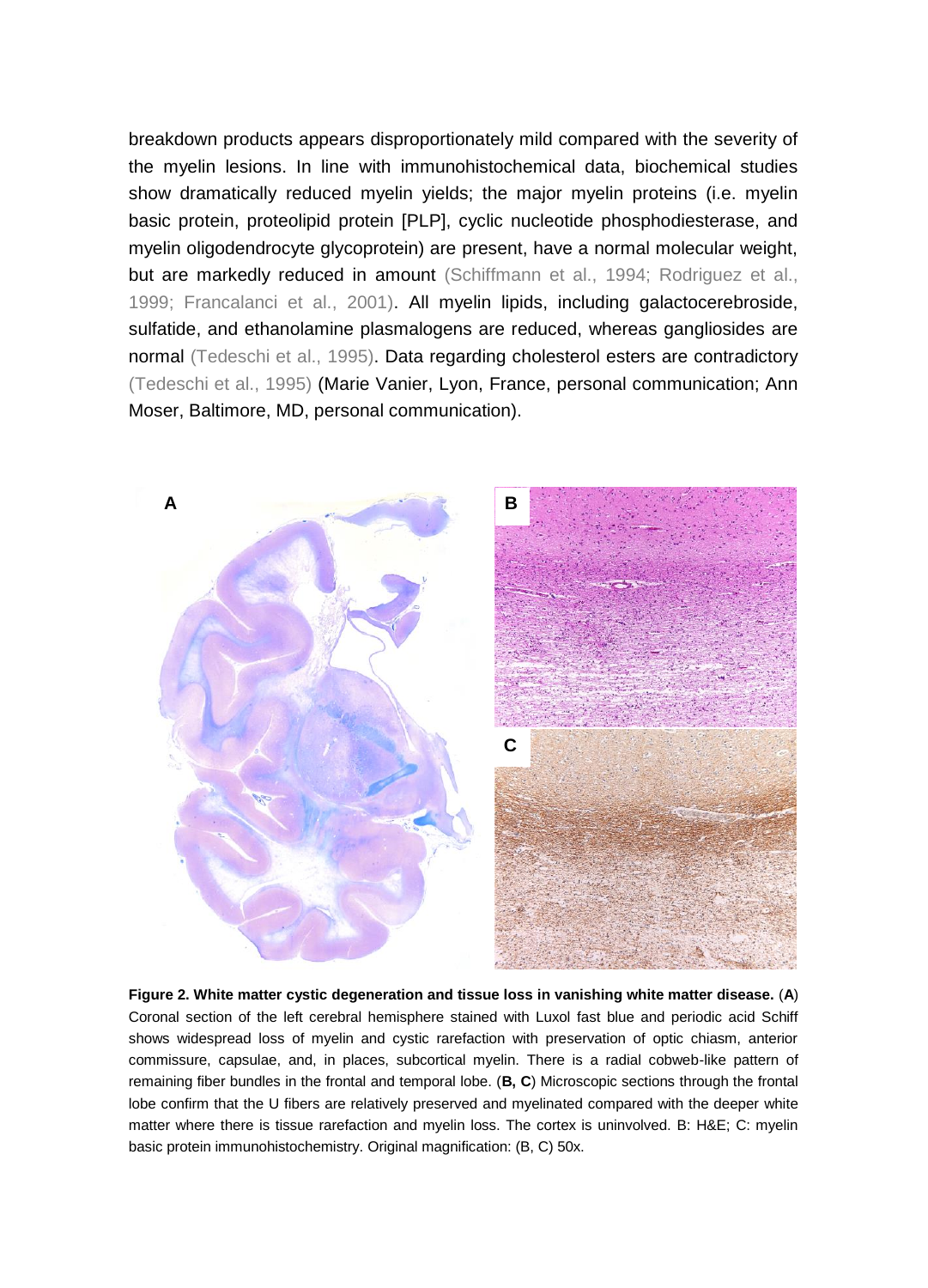breakdown products appears disproportionately mild compared with the severity of the myelin lesions. In line with immunohistochemical data, biochemical studies show dramatically reduced myelin yields; the major myelin proteins (i.e. myelin basic protein, proteolipid protein [PLP], cyclic nucleotide phosphodiesterase, and myelin oligodendrocyte glycoprotein) are present, have a normal molecular weight, but are markedly reduced in amount (Schiffmann et al., 1994; Rodriguez et al., 1999; Francalanci et al., 2001). All myelin lipids, including galactocerebroside, sulfatide, and ethanolamine plasmalogens are reduced, whereas gangliosides are normal (Tedeschi et al., 1995). Data regarding cholesterol esters are contradictory (Tedeschi et al., 1995) (Marie Vanier, Lyon, France, personal communication; Ann Moser, Baltimore, MD, personal communication).

**Figure 2. White matter cystic degeneration and tissue loss in vanishing white matter disease.** (**A**) Coronal section of the left cerebral hemisphere stained with Luxol fast blue and periodic acid Schiff shows widespread loss of myelin and cystic rarefaction with preservation of optic chiasm, anterior commissure, capsulae, and, in places, subcortical myelin. There is a radial cobweb-like pattern of remaining fiber bundles in the frontal and temporal lobe. (**B, C**) Microscopic sections through the frontal lobe confirm that the U fibers are relatively preserved and myelinated compared with the deeper white matter where there is tissue rarefaction and myelin loss. The cortex is uninvolved. B: H&E; C: myelin basic protein immunohistochemistry. Original magnification: (B, C) 50x.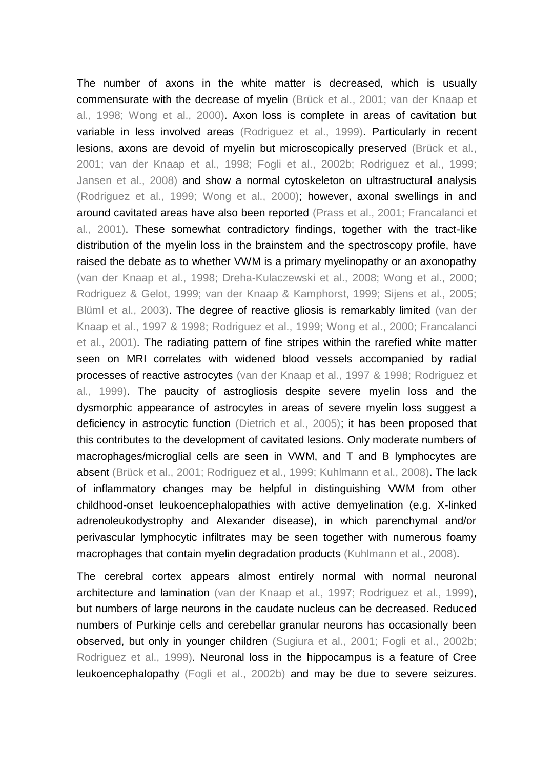The number of axons in the white matter is decreased, which is usually commensurate with the decrease of myelin (Brück et al., 2001; van der Knaap et al., 1998; Wong et al., 2000). Axon loss is complete in areas of cavitation but variable in less involved areas (Rodriguez et al., 1999). Particularly in recent lesions, axons are devoid of myelin but microscopically preserved (Brück et al., 2001; van der Knaap et al., 1998; Fogli et al., 2002b; Rodriguez et al., 1999; Jansen et al., 2008) and show a normal cytoskeleton on ultrastructural analysis (Rodriguez et al., 1999; Wong et al., 2000); however, axonal swellings in and around cavitated areas have also been reported (Prass et al., 2001; Francalanci et al., 2001). These somewhat contradictory findings, together with the tract-like distribution of the myelin loss in the brainstem and the spectroscopy profile, have raised the debate as to whether VWM is a primary myelinopathy or an axonopathy (van der Knaap et al., 1998; Dreha-Kulaczewski et al., 2008; Wong et al., 2000; Rodriguez & Gelot, 1999; van der Knaap & Kamphorst, 1999; Sijens et al., 2005; Blüml et al., 2003). The degree of reactive gliosis is remarkably limited (van der Knaap et al., 1997 & 1998; Rodriguez et al., 1999; Wong et al., 2000; Francalanci et al., 2001). The radiating pattern of fine stripes within the rarefied white matter seen on MRI correlates with widened blood vessels accompanied by radial processes of reactive astrocytes (van der Knaap et al., 1997 & 1998; Rodriguez et al., 1999). The paucity of astrogliosis despite severe myelin loss and the dysmorphic appearance of astrocytes in areas of severe myelin loss suggest a deficiency in astrocytic function (Dietrich et al., 2005); it has been proposed that this contributes to the development of cavitated lesions. Only moderate numbers of macrophages/microglial cells are seen in VWM, and T and B lymphocytes are absent (Brück et al., 2001; Rodriguez et al., 1999; Kuhlmann et al., 2008). The lack of inflammatory changes may be helpful in distinguishing VWM from other childhood-onset leukoencephalopathies with active demyelination (e.g. X-linked adrenoleukodystrophy and Alexander disease), in which parenchymal and/or perivascular lymphocytic infiltrates may be seen together with numerous foamy macrophages that contain myelin degradation products (Kuhlmann et al., 2008).

The cerebral cortex appears almost entirely normal with normal neuronal architecture and lamination (van der Knaap et al., 1997; Rodriguez et al., 1999), but numbers of large neurons in the caudate nucleus can be decreased. Reduced numbers of Purkinje cells and cerebellar granular neurons has occasionally been observed, but only in younger children (Sugiura et al., 2001; Fogli et al., 2002b; Rodriguez et al., 1999). Neuronal loss in the hippocampus is a feature of Cree leukoencephalopathy (Fogli et al., 2002b) and may be due to severe seizures.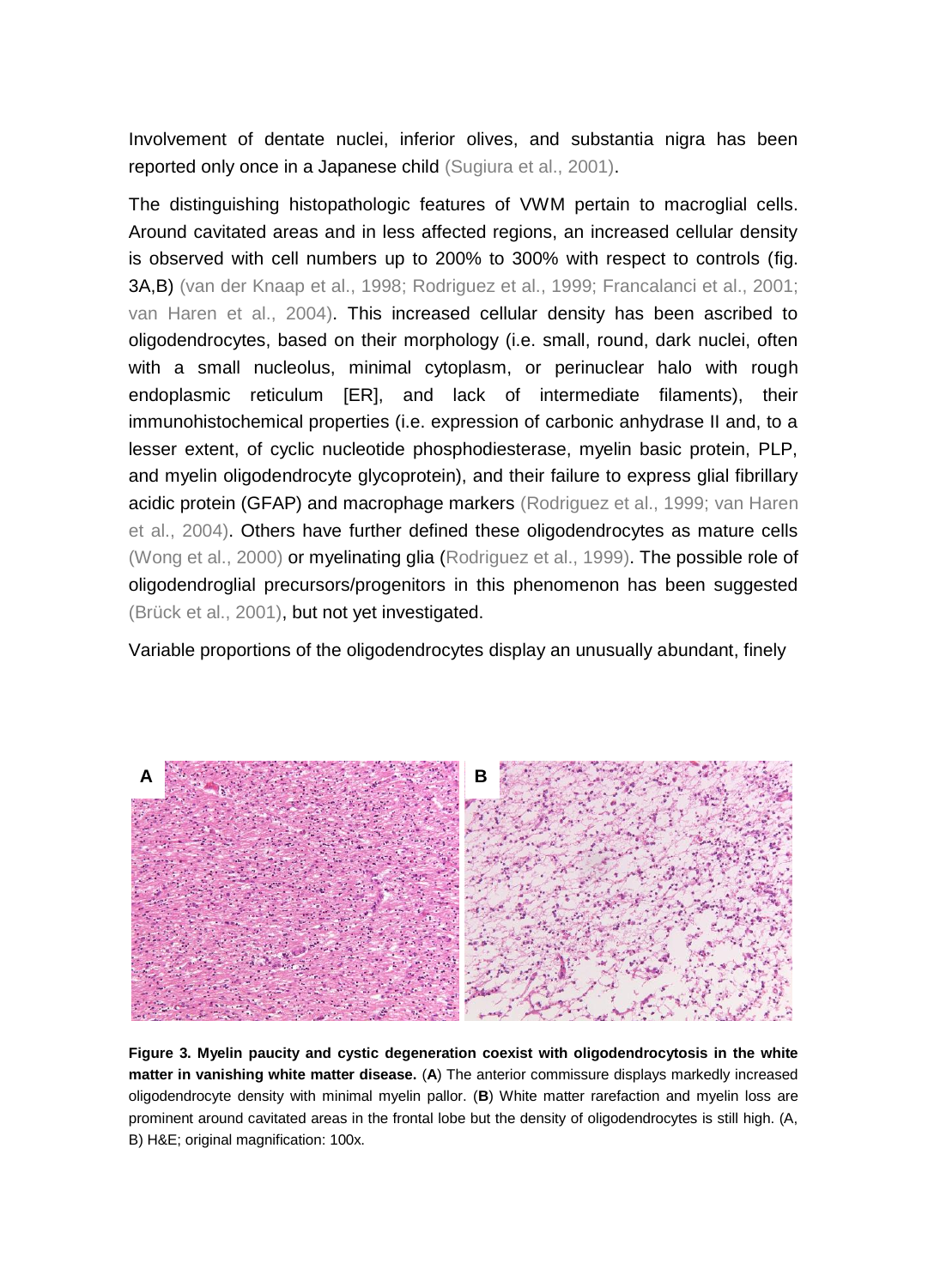Involvement of dentate nuclei, inferior olives, and substantia nigra has been reported only once in a Japanese child (Sugiura et al., 2001).

The distinguishing histopathologic features of VWM pertain to macroglial cells. Around cavitated areas and in less affected regions, an increased cellular density is observed with cell numbers up to 200% to 300% with respect to controls (fig. 3A,B) (van der Knaap et al., 1998; Rodriguez et al., 1999; Francalanci et al., 2001; van Haren et al., 2004). This increased cellular density has been ascribed to oligodendrocytes, based on their morphology (i.e. small, round, dark nuclei, often with a small nucleolus, minimal cytoplasm, or perinuclear halo with rough endoplasmic reticulum [ER], and lack of intermediate filaments), their immunohistochemical properties (i.e. expression of carbonic anhydrase II and, to a lesser extent, of cyclic nucleotide phosphodiesterase, myelin basic protein, PLP, and myelin oligodendrocyte glycoprotein), and their failure to express glial fibrillary acidic protein (GFAP) and macrophage markers (Rodriguez et al., 1999; van Haren et al., 2004). Others have further defined these oligodendrocytes as mature cells (Wong et al., 2000) or myelinating glia (Rodriguez et al., 1999). The possible role of oligodendroglial precursors/progenitors in this phenomenon has been suggested (Brück et al., 2001), but not yet investigated.

Variable proportions of the oligodendrocytes display an unusually abundant, finely

**Figure 3. Myelin paucity and cystic degeneration coexist with oligodendrocytosis in the white matter in vanishing white matter disease.** (**A**) The anterior commissure displays markedly increased oligodendrocyte density with minimal myelin pallor. (**B**) White matter rarefaction and myelin loss are prominent around cavitated areas in the frontal lobe but the density of oligodendrocytes is still high. (A, B) H&E; original magnification: 100x.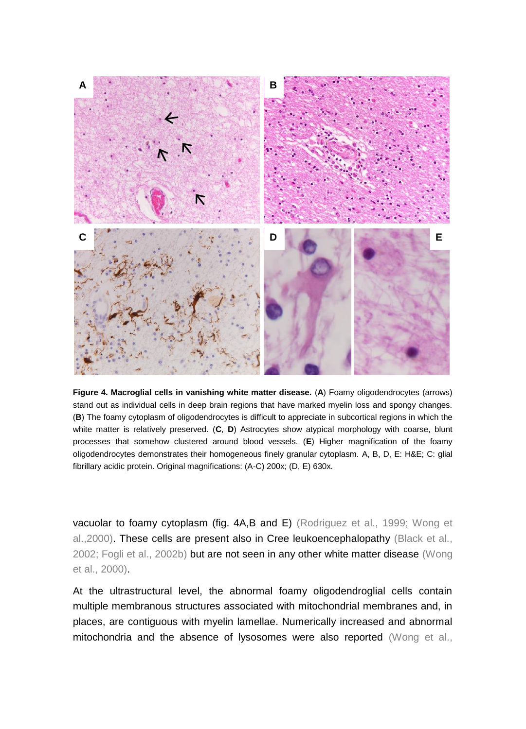**Figure 4. Macroglial cells in vanishing white matter disease.** (**A**) Foamy oligodendrocytes (arrows) stand out as individual cells in deep brain regions that have marked myelin loss and spongy changes. (**B**) The foamy cytoplasm of oligodendrocytes is difficult to appreciate in subcortical regions in which the white matter is relatively preserved. (**C**, **D**) Astrocytes show atypical morphology with coarse, blunt processes that somehow clustered around blood vessels. (**E**) Higher magnification of the foamy oligodendrocytes demonstrates their homogeneous finely granular cytoplasm. A, B, D, E: H&E; C: glial fibrillary acidic protein. Original magnifications: (A-C) 200x; (D, E) 630x.

vacuolar to foamy cytoplasm (fig. 4A,B and E) (Rodriguez et al., 1999; Wong et al.,2000). These cells are present also in Cree leukoencephalopathy (Black et al., 2002; Fogli et al., 2002b) but are not seen in any other white matter disease (Wong et al., 2000).

At the ultrastructural level, the abnormal foamy oligodendroglial cells contain multiple membranous structures associated with mitochondrial membranes and, in places, are contiguous with myelin lamellae. Numerically increased and abnormal mitochondria and the absence of lysosomes were also reported (Wong et al.,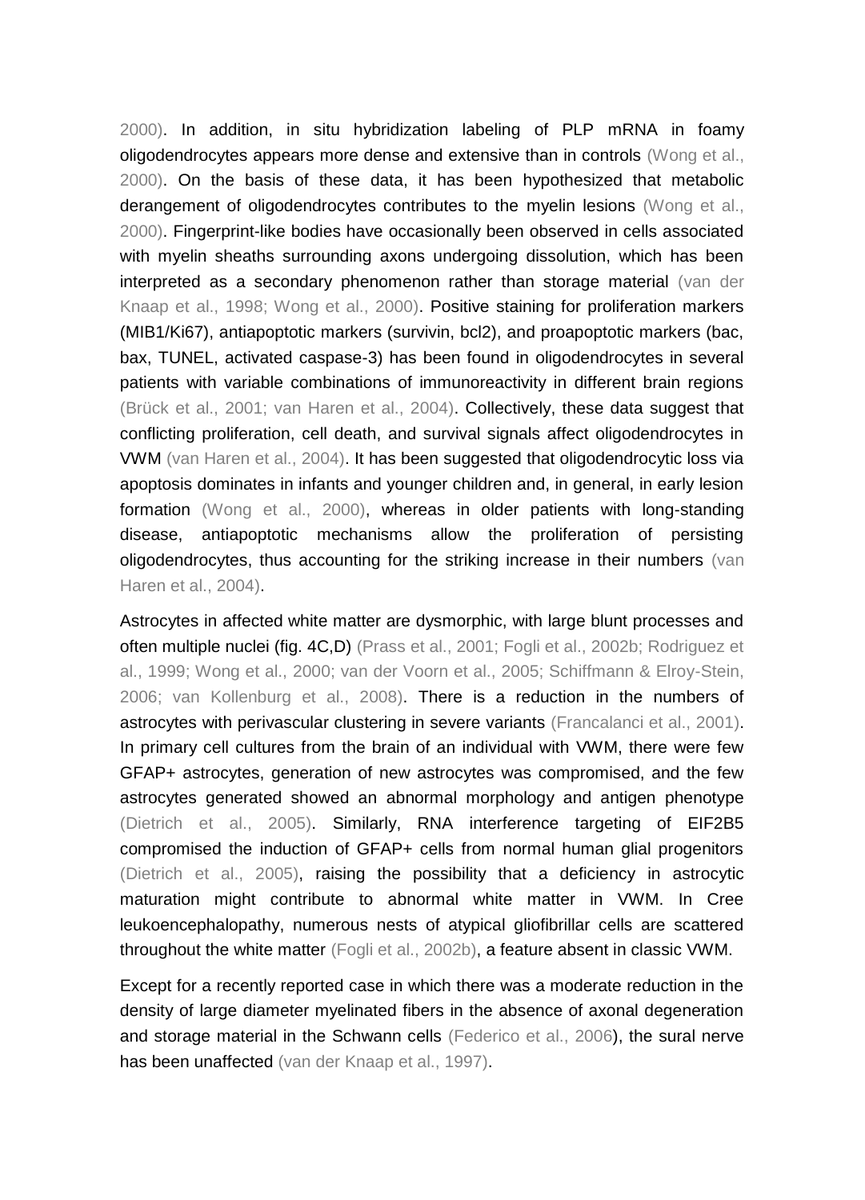2000). In addition, in situ hybridization labeling of PLP mRNA in foamy oligodendrocytes appears more dense and extensive than in controls (Wong et al., 2000). On the basis of these data, it has been hypothesized that metabolic derangement of oligodendrocytes contributes to the myelin lesions (Wong et al., 2000). Fingerprint-like bodies have occasionally been observed in cells associated with myelin sheaths surrounding axons undergoing dissolution, which has been interpreted as a secondary phenomenon rather than storage material (van der Knaap et al., 1998; Wong et al., 2000). Positive staining for proliferation markers (MIB1/Ki67), antiapoptotic markers (survivin, bcl2), and proapoptotic markers (bac, bax, TUNEL, activated caspase-3) has been found in oligodendrocytes in several patients with variable combinations of immunoreactivity in different brain regions (Brück et al., 2001; van Haren et al., 2004). Collectively, these data suggest that conflicting proliferation, cell death, and survival signals affect oligodendrocytes in VWM (van Haren et al., 2004). It has been suggested that oligodendrocytic loss via apoptosis dominates in infants and younger children and, in general, in early lesion formation (Wong et al., 2000), whereas in older patients with long-standing disease, antiapoptotic mechanisms allow the proliferation of persisting oligodendrocytes, thus accounting for the striking increase in their numbers (van Haren et al., 2004).

Astrocytes in affected white matter are dysmorphic, with large blunt processes and often multiple nuclei (fig. 4C,D) (Prass et al., 2001; Fogli et al., 2002b; Rodriguez et al., 1999; Wong et al., 2000; van der Voorn et al., 2005; Schiffmann & Elroy-Stein, 2006; van Kollenburg et al., 2008). There is a reduction in the numbers of astrocytes with perivascular clustering in severe variants (Francalanci et al., 2001). In primary cell cultures from the brain of an individual with VWM, there were few GFAP+ astrocytes, generation of new astrocytes was compromised, and the few astrocytes generated showed an abnormal morphology and antigen phenotype (Dietrich et al., 2005). Similarly, RNA interference targeting of EIF2B5 compromised the induction of GFAP+ cells from normal human glial progenitors (Dietrich et al., 2005), raising the possibility that a deficiency in astrocytic maturation might contribute to abnormal white matter in VWM. In Cree leukoencephalopathy, numerous nests of atypical gliofibrillar cells are scattered throughout the white matter (Fogli et al., 2002b), a feature absent in classic VWM.

Except for a recently reported case in which there was a moderate reduction in the density of large diameter myelinated fibers in the absence of axonal degeneration and storage material in the Schwann cells (Federico et al., 2006), the sural nerve has been unaffected (van der Knaap et al., 1997).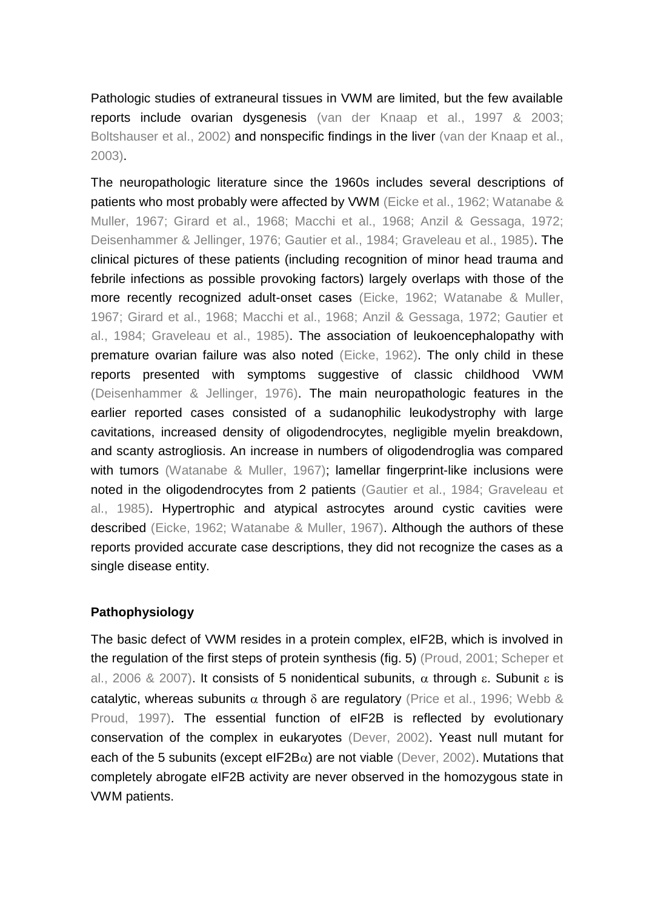Pathologic studies of extraneural tissues in VWM are limited, but the few available reports include ovarian dysgenesis (van der Knaap et al., 1997 & 2003; Boltshauser et al., 2002) and nonspecific findings in the liver (van der Knaap et al., 2003).

The neuropathologic literature since the 1960s includes several descriptions of patients who most probably were affected by VWM (Eicke et al., 1962; Watanabe & Muller, 1967; Girard et al., 1968; Macchi et al., 1968; Anzil & Gessaga, 1972; Deisenhammer & Jellinger, 1976; Gautier et al., 1984; Graveleau et al., 1985). The clinical pictures of these patients (including recognition of minor head trauma and febrile infections as possible provoking factors) largely overlaps with those of the more recently recognized adult-onset cases (Eicke, 1962; Watanabe & Muller, 1967; Girard et al., 1968; Macchi et al., 1968; Anzil & Gessaga, 1972; Gautier et al., 1984; Graveleau et al., 1985). The association of leukoencephalopathy with premature ovarian failure was also noted (Eicke, 1962). The only child in these reports presented with symptoms suggestive of classic childhood VWM (Deisenhammer & Jellinger, 1976). The main neuropathologic features in the earlier reported cases consisted of a sudanophilic leukodystrophy with large cavitations, increased density of oligodendrocytes, negligible myelin breakdown, and scanty astrogliosis. An increase in numbers of oligodendroglia was compared with tumors (Watanabe & Muller, 1967); lamellar fingerprint-like inclusions were noted in the oligodendrocytes from 2 patients (Gautier et al., 1984; Graveleau et al., 1985). Hypertrophic and atypical astrocytes around cystic cavities were described (Eicke, 1962; Watanabe & Muller, 1967). Although the authors of these reports provided accurate case descriptions, they did not recognize the cases as a single disease entity.

**Pathophysiology**

The basic defect of VWM resides in a protein complex, eIF2B, which is involved in the regulation of the first steps of protein synthesis (fig. 5) (Proud, 2001; Scheper et al., 2006 & 2007). It consists of 5 nonidentical subunits, $\alpha$ through $\varepsilon$. Subunit $\varepsilon$ is catalytic, whereas subunits $\alpha$ through $\delta$ are regulatory (Price et al., 1996; Webb & Proud, 1997). The essential function of eIF2B is reflected by evolutionary conservation of the complex in eukaryotes (Dever, 2002). Yeast null mutant for each of the 5 subunits (except eIF2B$\alpha$) are not viable (Dever, 2002). Mutations that completely abrogate eIF2B activity are never observed in the homozygous state in VWM patients.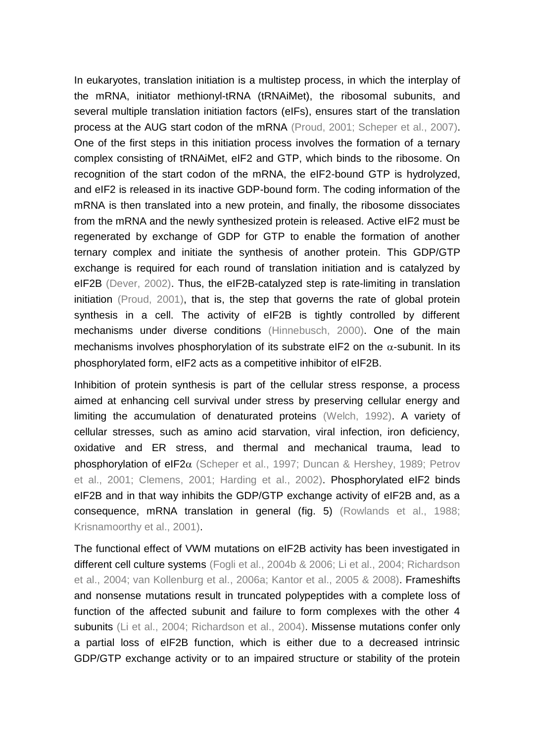In eukaryotes, translation initiation is a multistep process, in which the interplay of the mRNA, initiator methionyl-tRNA (tRNAiMet), the ribosomal subunits, and several multiple translation initiation factors (eIFs), ensures start of the translation process at the AUG start codon of the mRNA (Proud, 2001; Scheper et al., 2007). One of the first steps in this initiation process involves the formation of a ternary complex consisting of tRNAiMet, eIF2 and GTP, which binds to the ribosome. On recognition of the start codon of the mRNA, the eIF2-bound GTP is hydrolyzed, and eIF2 is released in its inactive GDP-bound form. The coding information of the mRNA is then translated into a new protein, and finally, the ribosome dissociates from the mRNA and the newly synthesized protein is released. Active eIF2 must be regenerated by exchange of GDP for GTP to enable the formation of another ternary complex and initiate the synthesis of another protein. This GDP/GTP exchange is required for each round of translation initiation and is catalyzed by eIF2B (Dever, 2002). Thus, the eIF2B-catalyzed step is rate-limiting in translation initiation (Proud, 2001), that is, the step that governs the rate of global protein synthesis in a cell. The activity of eIF2B is tightly controlled by different mechanisms under diverse conditions (Hinnebusch, 2000). One of the main mechanisms involves phosphorylation of its substrate eIF2 on the $\alpha$-subunit. In its phosphorylated form, eIF2 acts as a competitive inhibitor of eIF2B.

Inhibition of protein synthesis is part of the cellular stress response, a process aimed at enhancing cell survival under stress by preserving cellular energy and limiting the accumulation of denaturated proteins (Welch, 1992). A variety of cellular stresses, such as amino acid starvation, viral infection, iron deficiency, oxidative and ER stress, and thermal and mechanical trauma, lead to phosphorylation of eIF2$\alpha$ (Scheper et al., 1997; Duncan & Hershey, 1989; Petrov et al., 2001; Clemens, 2001; Harding et al., 2002). Phosphorylated eIF2 binds eIF2B and in that way inhibits the GDP/GTP exchange activity of eIF2B and, as a consequence, mRNA translation in general (fig. 5) (Rowlands et al., 1988; Krisnamoorthy et al., 2001).

The functional effect of VWM mutations on eIF2B activity has been investigated in different cell culture systems (Fogli et al., 2004b & 2006; Li et al., 2004; Richardson et al., 2004; van Kollenburg et al., 2006a; Kantor et al., 2005 & 2008). Frameshifts and nonsense mutations result in truncated polypeptides with a complete loss of function of the affected subunit and failure to form complexes with the other 4 subunits (Li et al., 2004; Richardson et al., 2004). Missense mutations confer only a partial loss of eIF2B function, which is either due to a decreased intrinsic GDP/GTP exchange activity or to an impaired structure or stability of the protein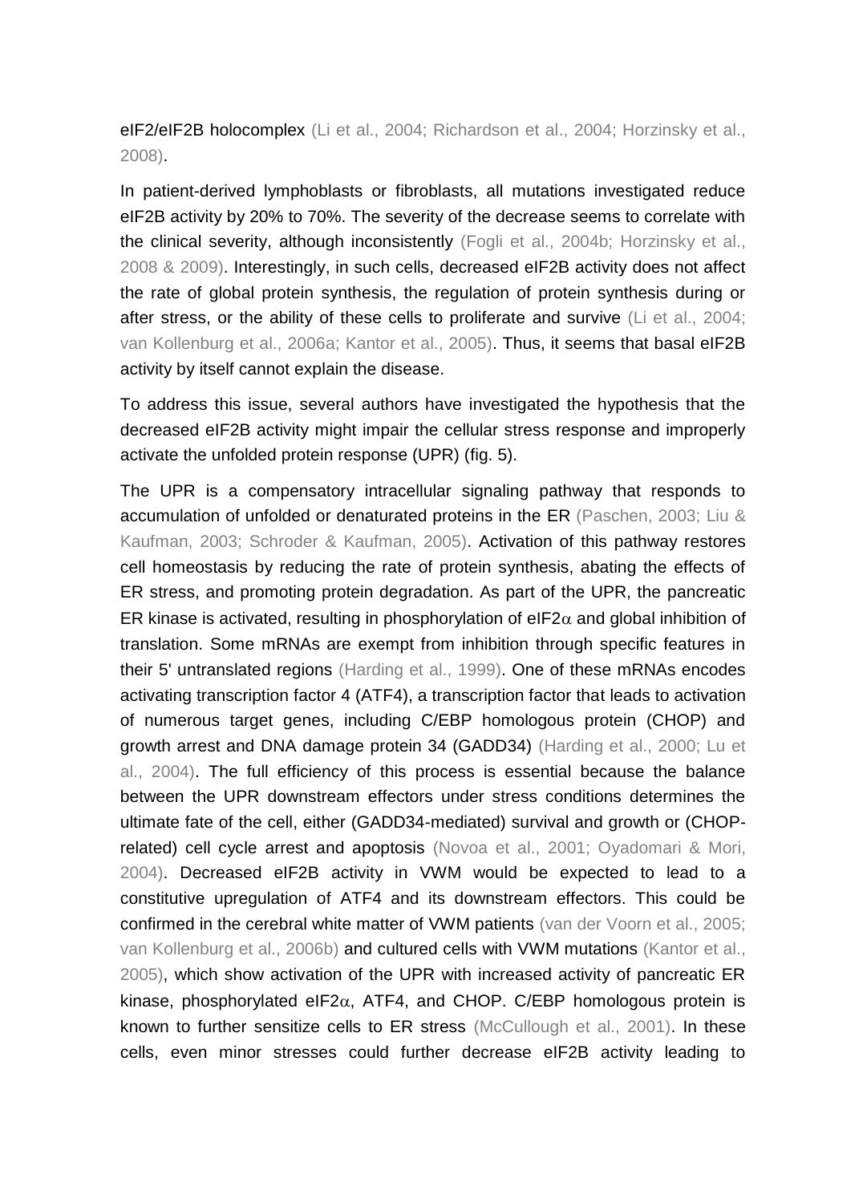eIF2/eIF2B holocomplex (Li et al., 2004; Richardson et al., 2004; Horzinsky et al., 2008).

In patient-derived lymphoblasts or fibroblasts, all mutations investigated reduce eIF2B activity by 20% to 70%. The severity of the decrease seems to correlate with the clinical severity, although inconsistently (Fogli et al., 2004b; Horzinsky et al., 2008 & 2009). Interestingly, in such cells, decreased eIF2B activity does not affect the rate of global protein synthesis, the regulation of protein synthesis during or after stress, or the ability of these cells to proliferate and survive (Li et al., 2004; van Kollenburg et al., 2006a; Kantor et al., 2005). Thus, it seems that basal eIF2B activity by itself cannot explain the disease.

To address this issue, several authors have investigated the hypothesis that the decreased eIF2B activity might impair the cellular stress response and improperly activate the unfolded protein response (UPR) (fig. 5).

The UPR is a compensatory intracellular signaling pathway that responds to accumulation of unfolded or denaturated proteins in the ER (Paschen, 2003; Liu & Kaufman, 2003; Schroder & Kaufman, 2005). Activation of this pathway restores cell homeostasis by reducing the rate of protein synthesis, abating the effects of ER stress, and promoting protein degradation. As part of the UPR, the pancreatic ER kinase is activated, resulting in phosphorylation of eIF2$\alpha$ and global inhibition of translation. Some mRNAs are exempt from inhibition through specific features in their 5' untranslated regions (Harding et al., 1999). One of these mRNAs encodes activating transcription factor 4 (ATF4), a transcription factor that leads to activation of numerous target genes, including C/EBP homologous protein (CHOP) and growth arrest and DNA damage protein 34 (GADD34) (Harding et al., 2000; Lu et al., 2004). The full efficiency of this process is essential because the balance between the UPR downstream effectors under stress conditions determines the ultimate fate of the cell, either (GADD34-mediated) survival and growth or (CHOP-related) cell cycle arrest and apoptosis (Novoa et al., 2001; Oyadomari & Mori, 2004). Decreased eIF2B activity in VWM would be expected to lead to a constitutive upregulation of ATF4 and its downstream effectors. This could be confirmed in the cerebral white matter of VWM patients (van der Voorn et al., 2005; van Kollenburg et al., 2006b) and cultured cells with VWM mutations (Kantor et al., 2005), which show activation of the UPR with increased activity of pancreatic ER kinase, phosphorylated eIF2$\alpha$, ATF4, and CHOP. C/EBP homologous protein is known to further sensitize cells to ER stress (McCullough et al., 2001). In these cells, even minor stresses could further decrease eIF2B activity leading to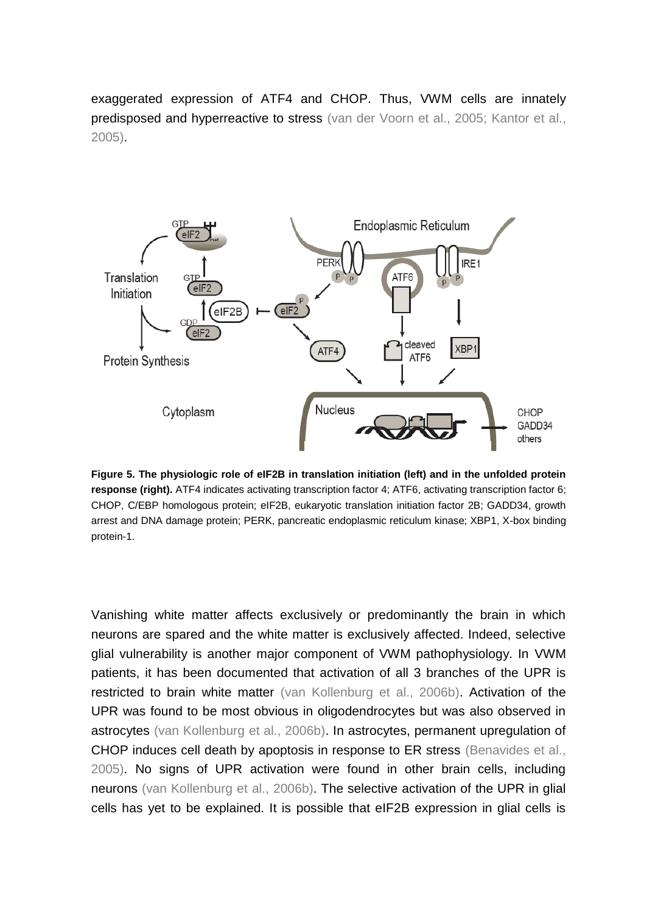exaggerated expression of ATF4 and CHOP. Thus, VWM cells are innately predisposed and hyperreactive to stress (van der Voorn et al., 2005; Kantor et al., 2005).

**Figure 5. The physiologic role of eIF2B in translation initiation (left) and in the unfolded protein response (right).** ATF4 indicates activating transcription factor 4; ATF6, activating transcription factor 6; CHOP, C/EBP homologous protein; eIF2B, eukaryotic translation initiation factor 2B; GADD34, growth arrest and DNA damage protein; PERK, pancreatic endoplasmic reticulum kinase; XBP1, X-box binding protein-1.

Vanishing white matter affects exclusively or predominantly the brain in which neurons are spared and the white matter is exclusively affected. Indeed, selective glial vulnerability is another major component of VWM pathophysiology. In VWM patients, it has been documented that activation of all 3 branches of the UPR is restricted to brain white matter (van Kollenburg et al., 2006b). Activation of the UPR was found to be most obvious in oligodendrocytes but was also observed in astrocytes (van Kollenburg et al., 2006b). In astrocytes, permanent upregulation of CHOP induces cell death by apoptosis in response to ER stress (Benavides et al., 2005). No signs of UPR activation were found in other brain cells, including neurons (van Kollenburg et al., 2006b). The selective activation of the UPR in glial cells has yet to be explained. It is possible that eIF2B expression in glial cells is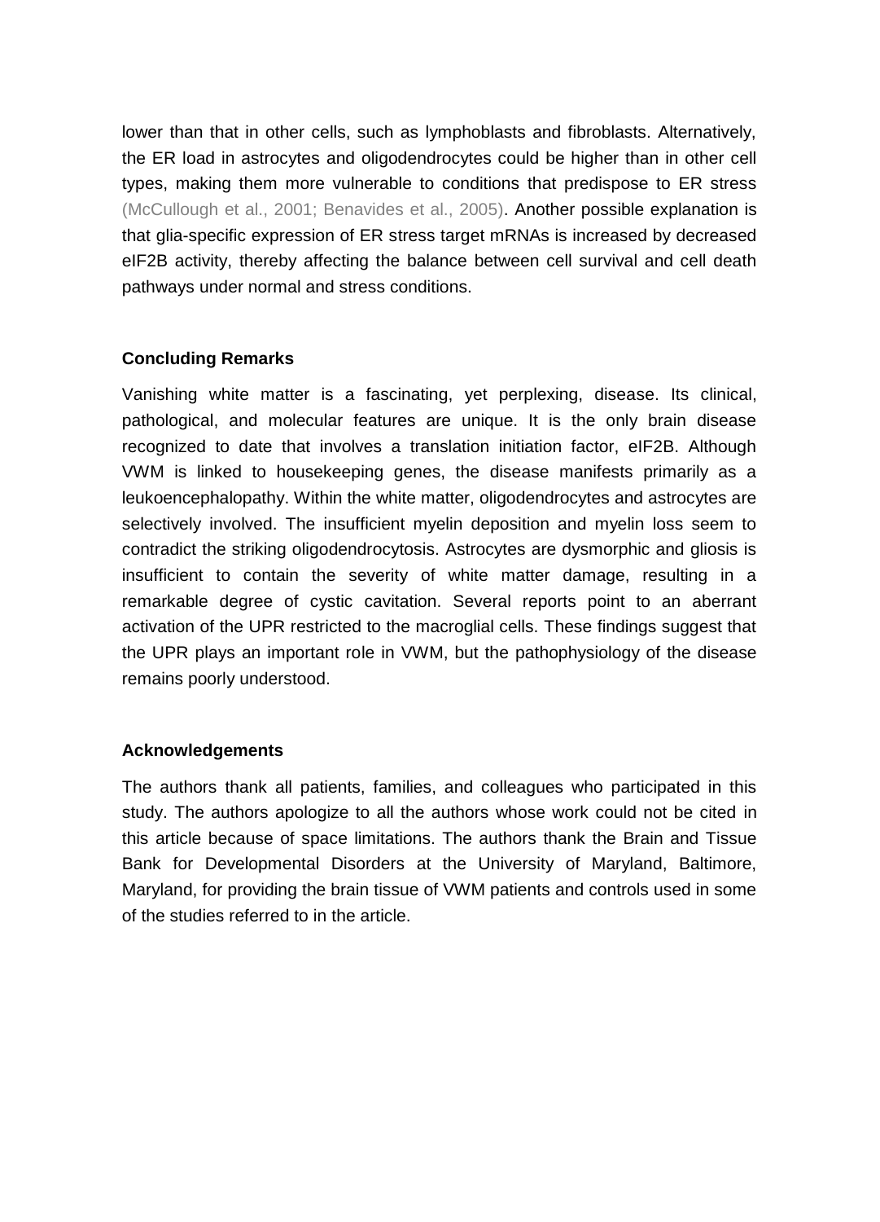lower than that in other cells, such as lymphoblasts and fibroblasts. Alternatively, the ER load in astrocytes and oligodendrocytes could be higher than in other cell types, making them more vulnerable to conditions that predispose to ER stress (McCullough et al., 2001; Benavides et al., 2005). Another possible explanation is that glia-specific expression of ER stress target mRNAs is increased by decreased eIF2B activity, thereby affecting the balance between cell survival and cell death pathways under normal and stress conditions.

## Concluding Remarks

Vanishing white matter is a fascinating, yet perplexing, disease. Its clinical, pathological, and molecular features are unique. It is the only brain disease recognized to date that involves a translation initiation factor, eIF2B. Although VWM is linked to housekeeping genes, the disease manifests primarily as a leukoencephalopathy. Within the white matter, oligodendrocytes and astrocytes are selectively involved. The insufficient myelin deposition and myelin loss seem to contradict the striking oligodendrocytosis. Astrocytes are dysmorphic and gliosis is insufficient to contain the severity of white matter damage, resulting in a remarkable degree of cystic cavitation. Several reports point to an aberrant activation of the UPR restricted to the macroglial cells. These findings suggest that the UPR plays an important role in VWM, but the pathophysiology of the disease remains poorly understood.

## Acknowledgements

The authors thank all patients, families, and colleagues who participated in this study. The authors apologize to all the authors whose work could not be cited in this article because of space limitations. The authors thank the Brain and Tissue Bank for Developmental Disorders at the University of Maryland, Baltimore, Maryland, for providing the brain tissue of VWM patients and controls used in some of the studies referred to in the article.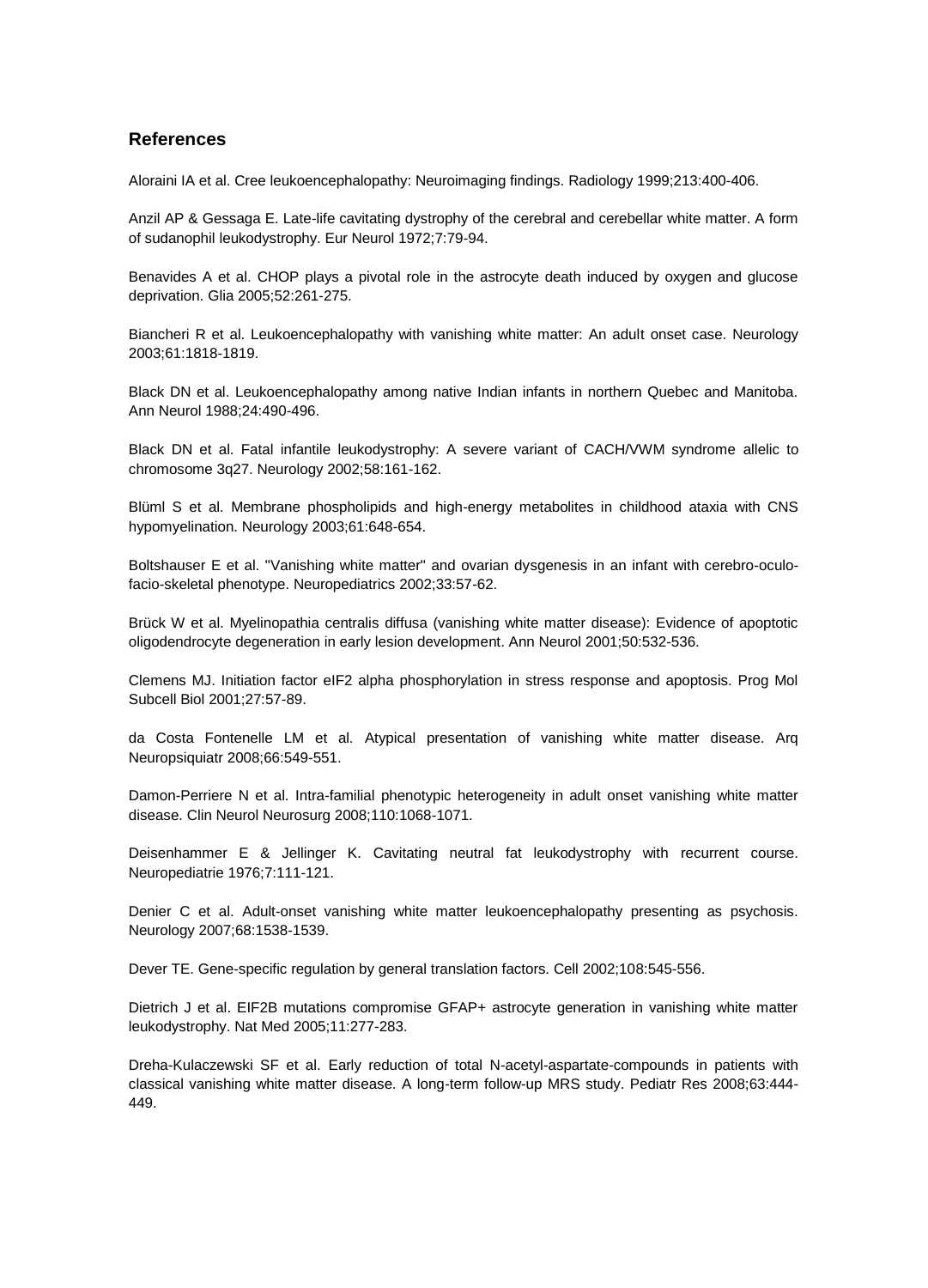## References

Aloraini IA et al. Cree leukoencephalopathy: Neuroimaging findings. Radiology 1999;213:400-406.

Anzil AP & Gessaga E. Late-life cavitating dystrophy of the cerebral and cerebellar white matter. A form of sudanophil leukodystrophy. Eur Neurol 1972;7:79-94.

Benavides A et al. CHOP plays a pivotal role in the astrocyte death induced by oxygen and glucose deprivation. Glia 2005;52:261-275.

Biancheri R et al. Leukoencephalopathy with vanishing white matter: An adult onset case. Neurology 2003;61:1818-1819.

Black DN et al. Leukoencephalopathy among native Indian infants in northern Quebec and Manitoba. Ann Neurol 1988;24:490-496.

Black DN et al. Fatal infantile leukodystrophy: A severe variant of CACH/VWM syndrome allelic to chromosome 3q27. Neurology 2002;58:161-162.

Blüml S et al. Membrane phospholipids and high-energy metabolites in childhood ataxia with CNS hypomyelination. Neurology 2003;61:648-654.

Boltshauser E et al. "Vanishing white matter" and ovarian dysgenesis in an infant with cerebro-oculo-facio-skeletal phenotype. Neuropediatrics 2002;33:57-62.

Brück W et al. Myelinopathia centralis diffusa (vanishing white matter disease): Evidence of apoptotic oligodendrocyte degeneration in early lesion development. Ann Neurol 2001;50:532-536.

Clemens MJ. Initiation factor eIF2 alpha phosphorylation in stress response and apoptosis. Prog Mol Subcell Biol 2001;27:57-89.

da Costa Fontenelle LM et al. Atypical presentation of vanishing white matter disease. Arq Neuropsiquiatr 2008;66:549-551.

Damon-Perriere N et al. Intra-familial phenotypic heterogeneity in adult onset vanishing white matter disease. Clin Neurol Neurosurg 2008;110:1068-1071.

Deisenhammer E & Jellinger K. Cavitating neutral fat leukodystrophy with recurrent course. Neuropediatrie 1976;7:111-121.

Denier C et al. Adult-onset vanishing white matter leukoencephalopathy presenting as psychosis. Neurology 2007;68:1538-1539.

Dever TE. Gene-specific regulation by general translation factors. Cell 2002;108:545-556.

Dietrich J et al. EIF2B mutations compromise GFAP+ astrocyte generation in vanishing white matter leukodystrophy. Nat Med 2005;11:277-283.

Dreha-Kulaczewski SF et al. Early reduction of total N-acetyl-aspartate-compounds in patients with classical vanishing white matter disease. A long-term follow-up MRS study. Pediatr Res 2008;63:444-449.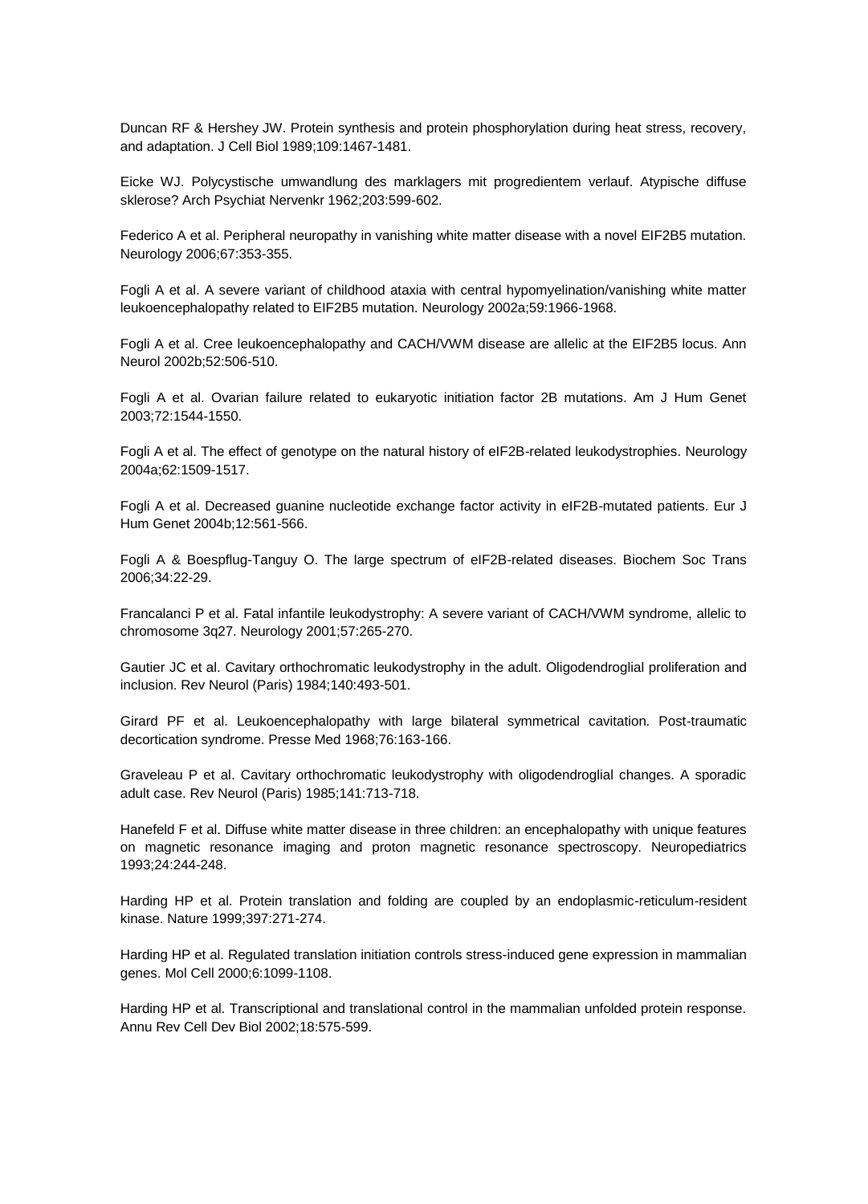Duncan RF & Hershey JW. Protein synthesis and protein phosphorylation during heat stress, recovery, and adaptation. J Cell Biol 1989;109:1467-1481.

Eicke WJ. Polycystische umwandlung des marklagers mit progredientem verlauf. Atypische diffuse sklerose? Arch Psychiat Nervenkr 1962;203:599-602.

Federico A et al. Peripheral neuropathy in vanishing white matter disease with a novel EIF2B5 mutation. Neurology 2006;67:353-355.

Fogli A et al. A severe variant of childhood ataxia with central hypomyelination/vanishing white matter leukoencephalopathy related to EIF2B5 mutation. Neurology 2002a;59:1966-1968.

Fogli A et al. Cree leukoencephalopathy and CACH/VWM disease are allelic at the EIF2B5 locus. Ann Neurol 2002b;52:506-510.

Fogli A et al. Ovarian failure related to eukaryotic initiation factor 2B mutations. Am J Hum Genet 2003;72:1544-1550.

Fogli A et al. The effect of genotype on the natural history of eIF2B-related leukodystrophies. Neurology 2004a;62:1509-1517.

Fogli A et al. Decreased guanine nucleotide exchange factor activity in eIF2B-mutated patients. Eur J Hum Genet 2004b;12:561-566.

Fogli A & Boespflug-Tanguy O. The large spectrum of eIF2B-related diseases. Biochem Soc Trans 2006;34:22-29.

Francalanci P et al. Fatal infantile leukodystrophy: A severe variant of CACH/VWM syndrome, allelic to chromosome 3q27. Neurology 2001;57:265-270.

Gautier JC et al. Cavitary orthochromatic leukodystrophy in the adult. Oligodendroglial proliferation and inclusion. Rev Neurol (Paris) 1984;140:493-501.

Girard PF et al. Leukoencephalopathy with large bilateral symmetrical cavitation. Post-traumatic decortication syndrome. Presse Med 1968;76:163-166.

Graveleau P et al. Cavitary orthochromatic leukodystrophy with oligodendroglial changes. A sporadic adult case. Rev Neurol (Paris) 1985;141:713-718.

Hanefeld F et al. Diffuse white matter disease in three children: an encephalopathy with unique features on magnetic resonance imaging and proton magnetic resonance spectroscopy. Neuropediatrics 1993;24:244-248.

Harding HP et al. Protein translation and folding are coupled by an endoplasmic-reticulum-resident kinase. Nature 1999;397:271-274.

Harding HP et al. Regulated translation initiation controls stress-induced gene expression in mammalian genes. Mol Cell 2000;6:1099-1108.

Harding HP et al. Transcriptional and translational control in the mammalian unfolded protein response. Annu Rev Cell Dev Biol 2002;18:575-599.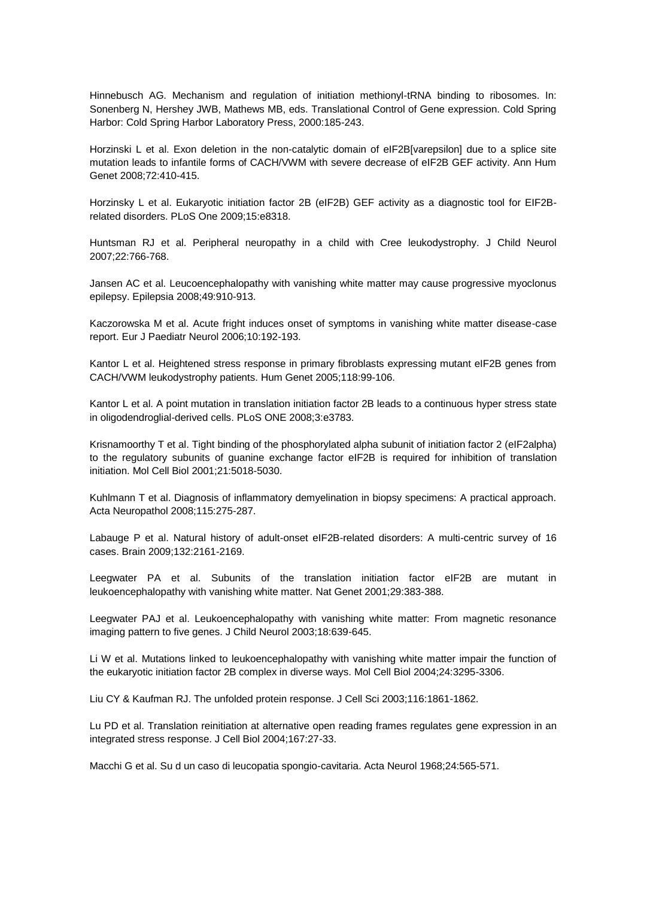Hinnebusch AG. Mechanism and regulation of initiation methionyl-tRNA binding to ribosomes. In: Sonenberg N, Hershey JWB, Mathews MB, eds. Translational Control of Gene expression. Cold Spring Harbor: Cold Spring Harbor Laboratory Press, 2000:185-243.

Horzinski L et al. Exon deletion in the non-catalytic domain of eIF2B[varepsilon] due to a splice site mutation leads to infantile forms of CACH/VWM with severe decrease of eIF2B GEF activity. Ann Hum Genet 2008;72:410-415.

Horzinsky L et al. Eukaryotic initiation factor 2B (eIF2B) GEF activity as a diagnostic tool for EIF2B-related disorders. PLoS One 2009;15:e8318.

Huntsman RJ et al. Peripheral neuropathy in a child with Cree leukodystrophy. J Child Neurol 2007;22:766-768.

Jansen AC et al. Leucoencephalopathy with vanishing white matter may cause progressive myoclonus epilepsy. Epilepsia 2008;49:910-913.

Kaczorowska M et al. Acute fright induces onset of symptoms in vanishing white matter disease-case report. Eur J Paediatr Neurol 2006;10:192-193.

Kantor L et al. Heightened stress response in primary fibroblasts expressing mutant eIF2B genes from CACH/VWM leukodystrophy patients. Hum Genet 2005;118:99-106.

Kantor L et al. A point mutation in translation initiation factor 2B leads to a continuous hyper stress state in oligodendroglial-derived cells. PLoS ONE 2008;3:e3783.

Krisnamoorthy T et al. Tight binding of the phosphorylated alpha subunit of initiation factor 2 (eIF2alpha) to the regulatory subunits of guanine exchange factor eIF2B is required for inhibition of translation initiation. Mol Cell Biol 2001;21:5018-5030.

Kuhlmann T et al. Diagnosis of inflammatory demyelination in biopsy specimens: A practical approach. Acta Neuropathol 2008;115:275-287.

Labauge P et al. Natural history of adult-onset eIF2B-related disorders: A multi-centric survey of 16 cases. Brain 2009;132:2161-2169.

Leegwater PA et al. Subunits of the translation initiation factor eIF2B are mutant in leukoencephalopathy with vanishing white matter. Nat Genet 2001;29:383-388.

Leegwater PAJ et al. Leukoencephalopathy with vanishing white matter: From magnetic resonance imaging pattern to five genes. J Child Neurol 2003;18:639-645.

Li W et al. Mutations linked to leukoencephalopathy with vanishing white matter impair the function of the eukaryotic initiation factor 2B complex in diverse ways. Mol Cell Biol 2004;24:3295-3306.

Liu CY & Kaufman RJ. The unfolded protein response. J Cell Sci 2003;116:1861-1862.

Lu PD et al. Translation reinitiation at alternative open reading frames regulates gene expression in an integrated stress response. J Cell Biol 2004;167:27-33.

Macchi G et al. Su d un caso di leucopatia spongio-cavitaria. Acta Neurol 1968;24:565-571.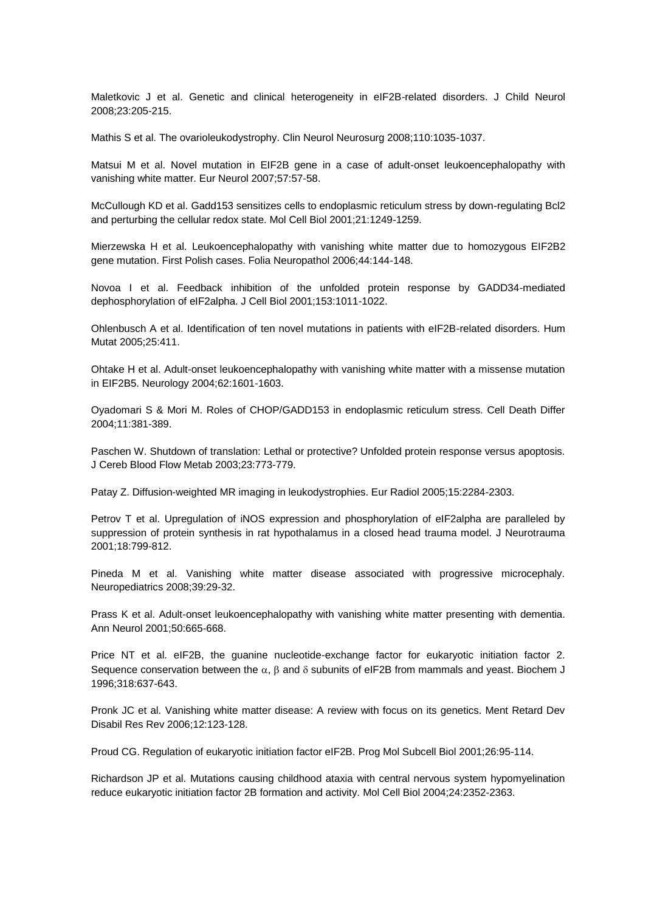Maletkovic J et al. Genetic and clinical heterogeneity in eIF2B-related disorders. J Child Neurol 2008;23:205-215.

Mathis S et al. The ovarioleukodystrophy. Clin Neurol Neurosurg 2008;110:1035-1037.

Matsui M et al. Novel mutation in EIF2B gene in a case of adult-onset leukoencephalopathy with vanishing white matter. Eur Neurol 2007;57:57-58.

McCullough KD et al. Gadd153 sensitizes cells to endoplasmic reticulum stress by down-regulating Bcl2 and perturbing the cellular redox state. Mol Cell Biol 2001;21:1249-1259.

Mierzewska H et al. Leukoencephalopathy with vanishing white matter due to homozygous EIF2B2 gene mutation. First Polish cases. Folia Neuropathol 2006;44:144-148.

Novoa I et al. Feedback inhibition of the unfolded protein response by GADD34-mediated dephosphorylation of eIF2alpha. J Cell Biol 2001;153:1011-1022.

Ohlenbusch A et al. Identification of ten novel mutations in patients with eIF2B-related disorders. Hum Mutat 2005;25:411.

Ohtake H et al. Adult-onset leukoencephalopathy with vanishing white matter with a missense mutation in EIF2B5. Neurology 2004;62:1601-1603.

Oyadomari S & Mori M. Roles of CHOP/GADD153 in endoplasmic reticulum stress. Cell Death Differ 2004;11:381-389.

Paschen W. Shutdown of translation: Lethal or protective? Unfolded protein response versus apoptosis. J Cereb Blood Flow Metab 2003;23:773-779.

Patay Z. Diffusion-weighted MR imaging in leukodystrophies. Eur Radiol 2005;15:2284-2303.

Petrov T et al. Upregulation of iNOS expression and phosphorylation of eIF2alpha are paralleled by suppression of protein synthesis in rat hypothalamus in a closed head trauma model. J Neurotrauma 2001;18:799-812.

Pineda M et al. Vanishing white matter disease associated with progressive microcephaly. Neuropediatrics 2008;39:29-32.

Prass K et al. Adult-onset leukoencephalopathy with vanishing white matter presenting with dementia. Ann Neurol 2001;50:665-668.

Price NT et al. eIF2B, the guanine nucleotide-exchange factor for eukaryotic initiation factor 2. Sequence conservation between the $\alpha$, $\beta$ and $\delta$ subunits of eIF2B from mammals and yeast. Biochem J 1996;318:637-643.

Pronk JC et al. Vanishing white matter disease: A review with focus on its genetics. Ment Retard Dev Disabil Res Rev 2006;12:123-128.

Proud CG. Regulation of eukaryotic initiation factor eIF2B. Prog Mol Subcell Biol 2001;26:95-114.

Richardson JP et al. Mutations causing childhood ataxia with central nervous system hypomyelination reduce eukaryotic initiation factor 2B formation and activity. Mol Cell Biol 2004;24:2352-2363.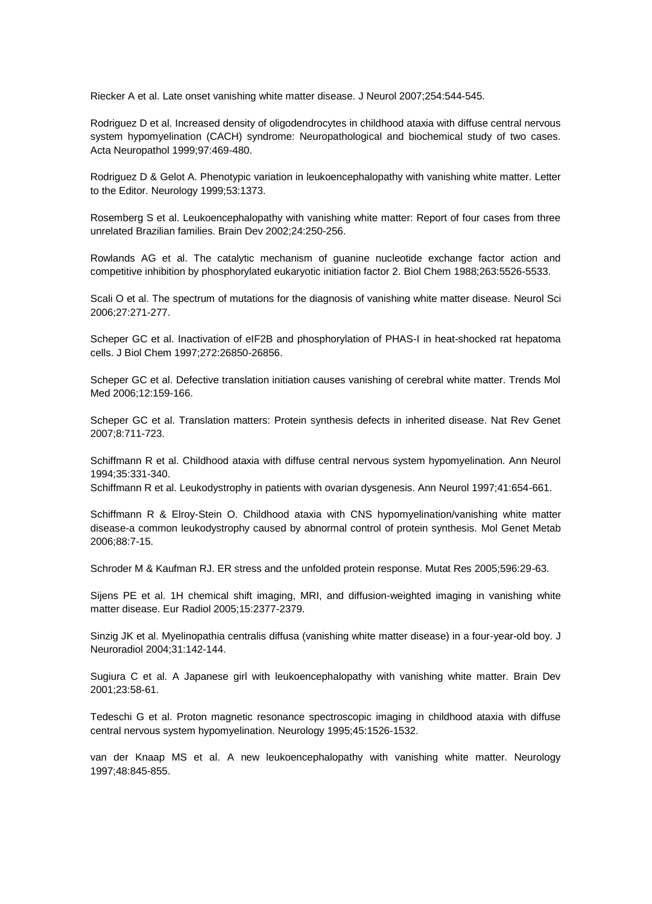Riecker A et al. Late onset vanishing white matter disease. J Neurol 2007;254:544-545.

Rodriguez D et al. Increased density of oligodendrocytes in childhood ataxia with diffuse central nervous system hypomyelination (CACH) syndrome: Neuropathological and biochemical study of two cases. Acta Neuropathol 1999;97:469-480.

Rodriguez D & Gelot A. Phenotypic variation in leukoencephalopathy with vanishing white matter. Letter to the Editor. Neurology 1999;53:1373.

Rosemberg S et al. Leukoencephalopathy with vanishing white matter: Report of four cases from three unrelated Brazilian families. Brain Dev 2002;24:250-256.

Rowlands AG et al. The catalytic mechanism of guanine nucleotide exchange factor action and competitive inhibition by phosphorylated eukaryotic initiation factor 2. Biol Chem 1988;263:5526-5533.

Scali O et al. The spectrum of mutations for the diagnosis of vanishing white matter disease. Neurol Sci 2006;27:271-277.

Scheper GC et al. Inactivation of eIF2B and phosphorylation of PHAS-I in heat-shocked rat hepatoma cells. J Biol Chem 1997;272:26850-26856.

Scheper GC et al. Defective translation initiation causes vanishing of cerebral white matter. Trends Mol Med 2006;12:159-166.

Scheper GC et al. Translation matters: Protein synthesis defects in inherited disease. Nat Rev Genet 2007;8:711-723.

Schiffmann R et al. Childhood ataxia with diffuse central nervous system hypomyelination. Ann Neurol 1994;35:331-340.

Schiffmann R et al. Leukodystrophy in patients with ovarian dysgenesis. Ann Neurol 1997;41:654-661.

Schiffmann R & Elroy-Stein O. Childhood ataxia with CNS hypomyelination/vanishing white matter disease-a common leukodystrophy caused by abnormal control of protein synthesis. Mol Genet Metab 2006;88:7-15.

Schroder M & Kaufman RJ. ER stress and the unfolded protein response. Mutat Res 2005;596:29-63.

Sijens PE et al. 1H chemical shift imaging, MRI, and diffusion-weighted imaging in vanishing white matter disease. Eur Radiol 2005;15:2377-2379.

Sinzig JK et al. Myelinopathia centralis diffusa (vanishing white matter disease) in a four-year-old boy. J Neuroradiol 2004;31:142-144.

Sugiura C et al. A Japanese girl with leukoencephalopathy with vanishing white matter. Brain Dev 2001;23:58-61.

Tedeschi G et al. Proton magnetic resonance spectroscopic imaging in childhood ataxia with diffuse central nervous system hypomyelination. Neurology 1995;45:1526-1532.

van der Knaap MS et al. A new leukoencephalopathy with vanishing white matter. Neurology 1997;48:845-855.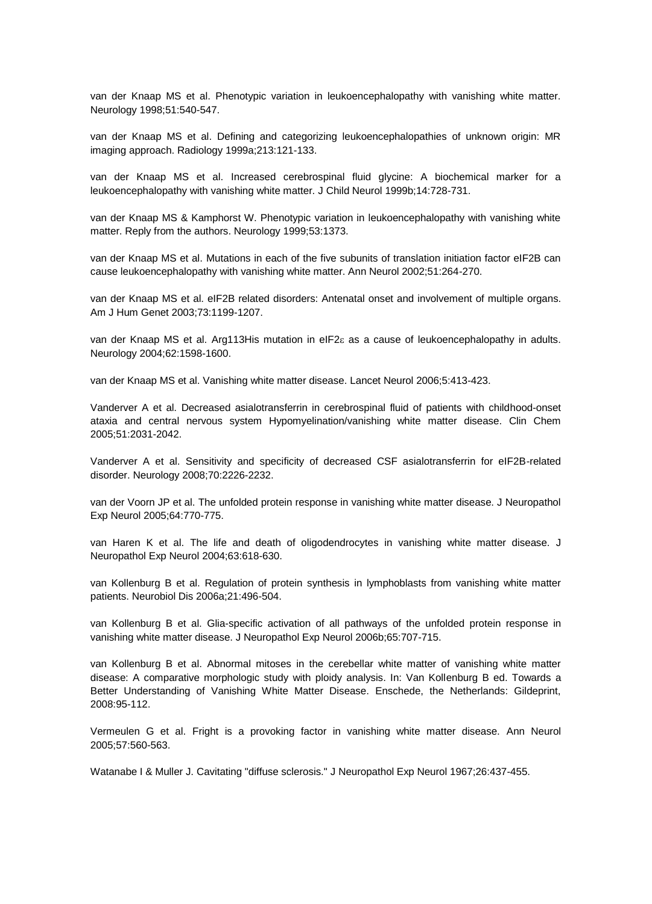van der Knaap MS et al. Phenotypic variation in leukoencephalopathy with vanishing white matter. Neurology 1998;51:540-547.

van der Knaap MS et al. Defining and categorizing leukoencephalopathies of unknown origin: MR imaging approach. Radiology 1999a;213:121-133.

van der Knaap MS et al. Increased cerebrospinal fluid glycine: A biochemical marker for a leukoencephalopathy with vanishing white matter. J Child Neurol 1999b;14:728-731.

van der Knaap MS & Kamphorst W. Phenotypic variation in leukoencephalopathy with vanishing white matter. Reply from the authors. Neurology 1999;53:1373.

van der Knaap MS et al. Mutations in each of the five subunits of translation initiation factor eIF2B can cause leukoencephalopathy with vanishing white matter. Ann Neurol 2002;51:264-270.

van der Knaap MS et al. eIF2B related disorders: Antenatal onset and involvement of multiple organs. Am J Hum Genet 2003;73:1199-1207.

van der Knaap MS et al. Arg113His mutation in eIF2ε as a cause of leukoencephalopathy in adults. Neurology 2004;62:1598-1600.

van der Knaap MS et al. Vanishing white matter disease. Lancet Neurol 2006;5:413-423.

Vanderver A et al. Decreased asialotransferrin in cerebrospinal fluid of patients with childhood-onset ataxia and central nervous system Hypomyelination/vanishing white matter disease. Clin Chem 2005;51:2031-2042.

Vanderver A et al. Sensitivity and specificity of decreased CSF asialotransferrin for eIF2B-related disorder. Neurology 2008;70:2226-2232.

van der Voorn JP et al. The unfolded protein response in vanishing white matter disease. J Neuropathol Exp Neurol 2005;64:770-775.

van Haren K et al. The life and death of oligodendrocytes in vanishing white matter disease. J Neuropathol Exp Neurol 2004;63:618-630.

van Kollenburg B et al. Regulation of protein synthesis in lymphoblasts from vanishing white matter patients. Neurobiol Dis 2006a;21:496-504.

van Kollenburg B et al. Glia-specific activation of all pathways of the unfolded protein response in vanishing white matter disease. J Neuropathol Exp Neurol 2006b;65:707-715.

van Kollenburg B et al. Abnormal mitoses in the cerebellar white matter of vanishing white matter disease: A comparative morphologic study with ploidy analysis. In: Van Kollenburg B ed. Towards a Better Understanding of Vanishing White Matter Disease. Enschede, the Netherlands: Gildeprint, 2008:95-112.

Vermeulen G et al. Fright is a provoking factor in vanishing white matter disease. Ann Neurol 2005;57:560-563.

Watanabe I & Muller J. Cavitating "diffuse sclerosis." J Neuropathol Exp Neurol 1967;26:437-455.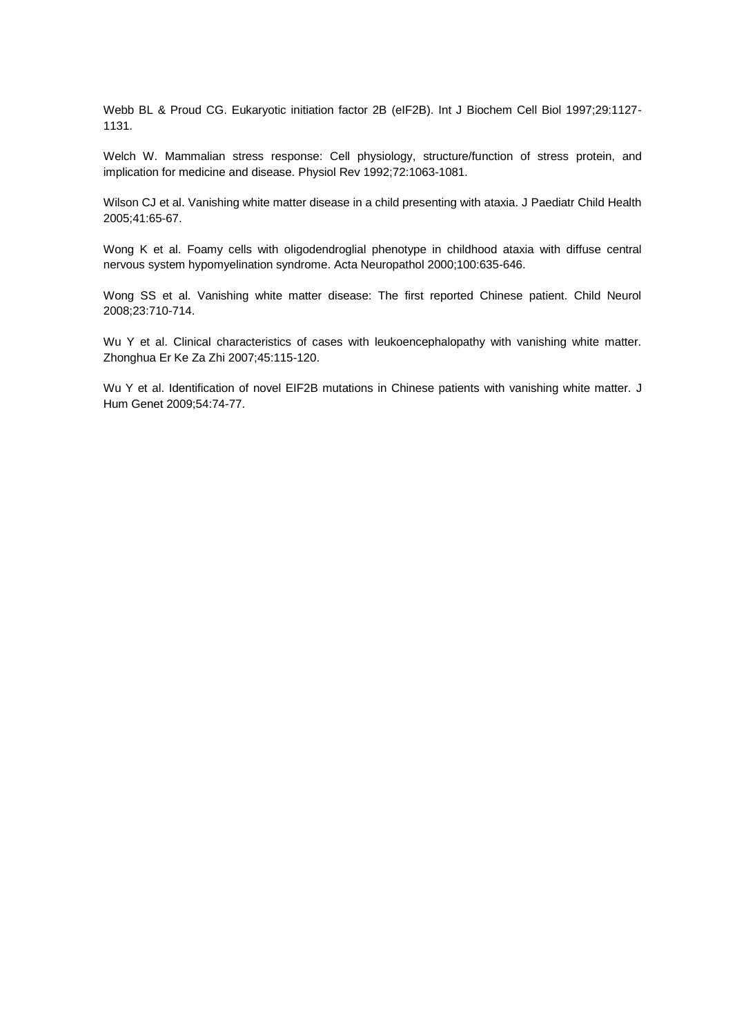Webb BL & Proud CG. Eukaryotic initiation factor 2B (eIF2B). Int J Biochem Cell Biol 1997;29:1127-1131.

Welch W. Mammalian stress response: Cell physiology, structure/function of stress protein, and implication for medicine and disease. Physiol Rev 1992;72:1063-1081.

Wilson CJ et al. Vanishing white matter disease in a child presenting with ataxia. J Paediatr Child Health 2005;41:65-67.

Wong K et al. Foamy cells with oligodendroglial phenotype in childhood ataxia with diffuse central nervous system hypomyelination syndrome. Acta Neuropathol 2000;100:635-646.

Wong SS et al. Vanishing white matter disease: The first reported Chinese patient. Child Neurol 2008;23:710-714.

Wu Y et al. Clinical characteristics of cases with leukoencephalopathy with vanishing white matter. Zhonghua Er Ke Za Zhi 2007;45:115-120.

Wu Y et al. Identification of novel EIF2B mutations in Chinese patients with vanishing white matter. J Hum Genet 2009;54:74-77.